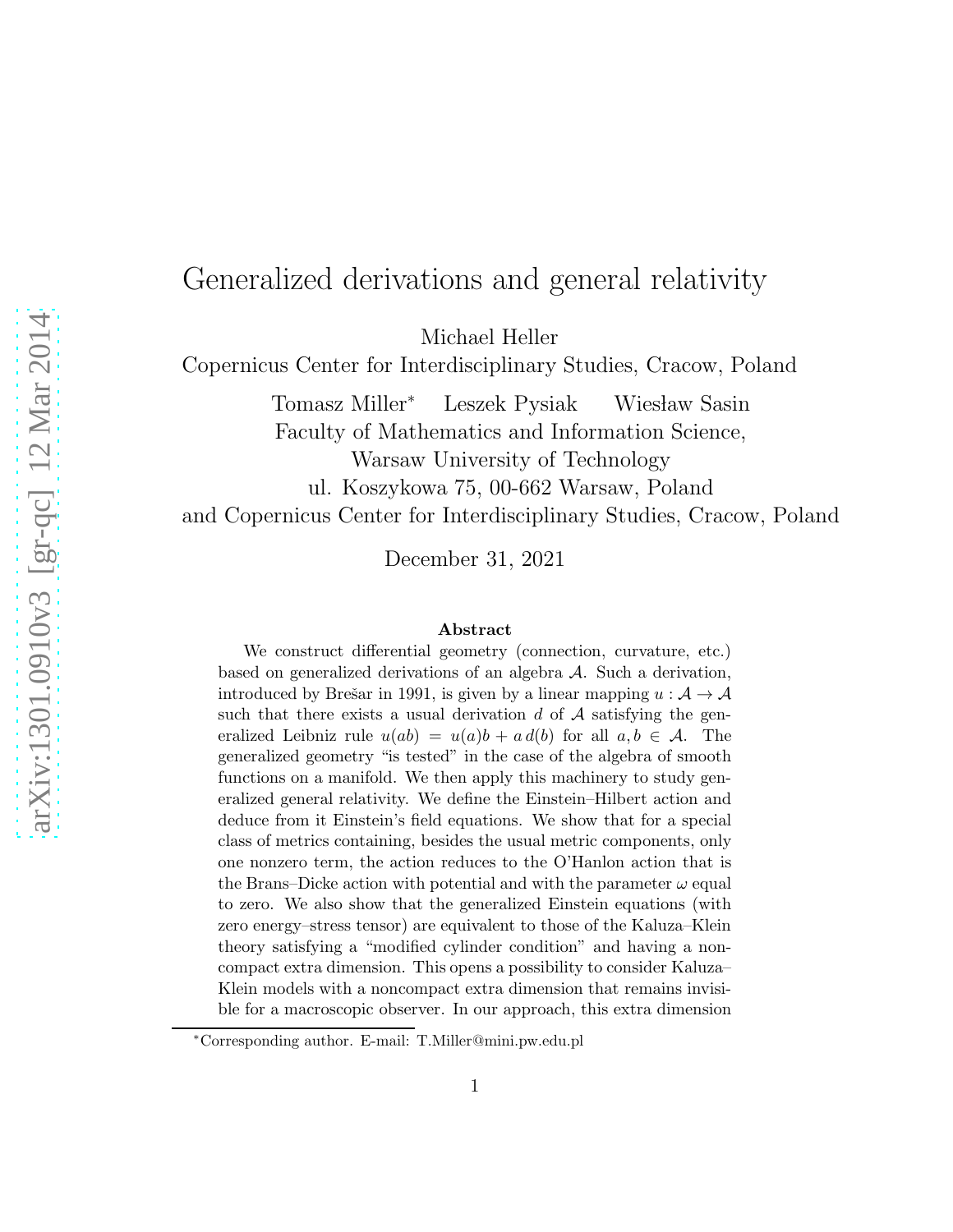# Generalized derivations and general relativity

Michael Heller

Copernicus Center for Interdisciplinary Studies, Cracow, Poland

Tomasz Miller* Leszek Pysiak Wiesław Sasin

Faculty of Mathematics and Information Science,
Warsaw University of Technology
ul. Koszykowa 75, 00-662 Warsaw, Poland
and Copernicus Center for Interdisciplinary Studies, Cracow, Poland

December 31, 2021

### Abstract

We construct differential geometry (connection, curvature, etc.) based on generalized derivations of an algebra $\mathcal{A}$. Such a derivation, introduced by Brešar in 1991, is given by a linear mapping $u : \mathcal{A} \to \mathcal{A}$ such that there exists a usual derivation $d$ of $\mathcal{A}$ satisfying the generalized Leibniz rule $u(ab) = u(a)b + a\,d(b)$ for all $a, b \in \mathcal{A}$. The generalized geometry "is tested" in the case of the algebra of smooth functions on a manifold. We then apply this machinery to study generalized general relativity. We define the Einstein–Hilbert action and deduce from it Einstein's field equations. We show that for a special class of metrics containing, besides the usual metric components, only one nonzero term, the action reduces to the O'Hanlon action that is the Brans–Dicke action with potential and with the parameter $\omega$ equal to zero. We also show that the generalized Einstein equations (with zero energy–stress tensor) are equivalent to those of the Kaluza–Klein theory satisfying a "modified cylinder condition" and having a noncompact extra dimension. This opens a possibility to consider Kaluza–Klein models with a noncompact extra dimension that remains invisible for a macroscopic observer. In our approach, this extra dimension

*Corresponding author. E-mail: T.Miller@mini.pw.edu.pl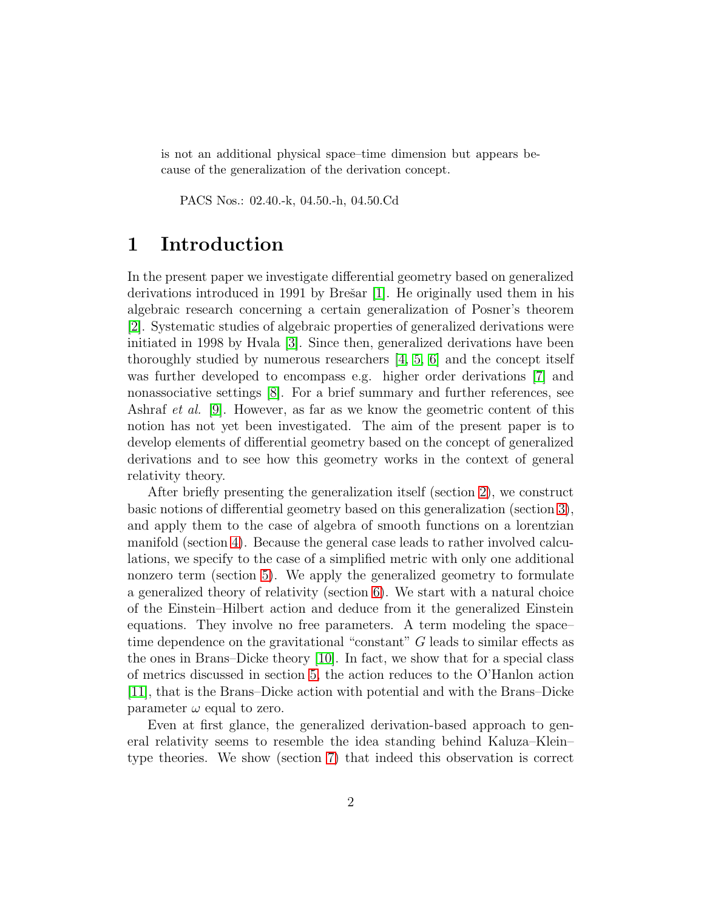is not an additional physical space–time dimension but appears because of the generalization of the derivation concept.

PACS Nos.: 02.40.-k, 04.50.-h, 04.50.Cd

# 1 Introduction

In the present paper we investigate differential geometry based on generalized derivations introduced in 1991 by Brešar [1]. He originally used them in his algebraic research concerning a certain generalization of Posner's theorem [2]. Systematic studies of algebraic properties of generalized derivations were initiated in 1998 by Hvala [3]. Since then, generalized derivations have been thoroughly studied by numerous researchers [4, 5, 6] and the concept itself was further developed to encompass e.g. higher order derivations [7] and nonassociative settings [8]. For a brief summary and further references, see Ashraf *et al.* [9]. However, as far as we know the geometric content of this notion has not yet been investigated. The aim of the present paper is to develop elements of differential geometry based on the concept of generalized derivations and to see how this geometry works in the context of general relativity theory.

After briefly presenting the generalization itself (section 2), we construct basic notions of differential geometry based on this generalization (section 3), and apply them to the case of algebra of smooth functions on a lorentzian manifold (section 4). Because the general case leads to rather involved calculations, we specify to the case of a simplified metric with only one additional nonzero term (section 5). We apply the generalized geometry to formulate a generalized theory of relativity (section 6). We start with a natural choice of the Einstein–Hilbert action and deduce from it the generalized Einstein equations. They involve no free parameters. A term modeling the space–time dependence on the gravitational "constant" $G$ leads to similar effects as the ones in Brans–Dicke theory [10]. In fact, we show that for a special class of metrics discussed in section 5, the action reduces to the O'Hanlon action [11], that is the Brans–Dicke action with potential and with the Brans–Dicke parameter $\omega$ equal to zero.

Even at first glance, the generalized derivation-based approach to general relativity seems to resemble the idea standing behind Kaluza–Klein–type theories. We show (section 7) that indeed this observation is correct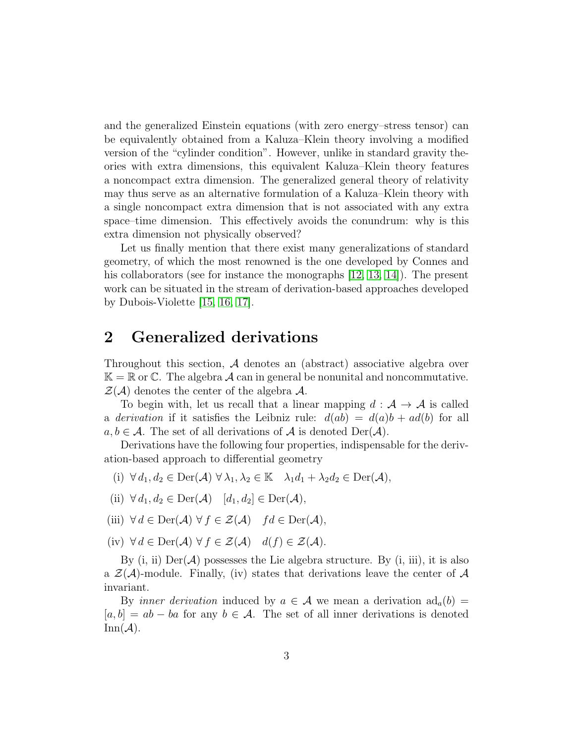and the generalized Einstein equations (with zero energy–stress tensor) can be equivalently obtained from a Kaluza–Klein theory involving a modified version of the "cylinder condition". However, unlike in standard gravity theories with extra dimensions, this equivalent Kaluza–Klein theory features a noncompact extra dimension. The generalized general theory of relativity may thus serve as an alternative formulation of a Kaluza–Klein theory with a single noncompact extra dimension that is not associated with any extra space–time dimension. This effectively avoids the conundrum: why is this extra dimension not physically observed?

Let us finally mention that there exist many generalizations of standard geometry, of which the most renowned is the one developed by Connes and his collaborators (see for instance the monographs [12, 13, 14]). The present work can be situated in the stream of derivation-based approaches developed by Dubois-Violette [15, 16, 17].

## 2 Generalized derivations

Throughout this section, $\mathcal{A}$ denotes an (abstract) associative algebra over $\mathbb{K} = \mathbb{R}$ or $\mathbb{C}$. The algebra $\mathcal{A}$ can in general be nonunital and noncommutative. $\mathcal{Z}(\mathcal{A})$ denotes the center of the algebra $\mathcal{A}$.

To begin with, let us recall that a linear mapping $d : \mathcal{A} \to \mathcal{A}$ is called a *derivation* if it satisfies the Leibniz rule: $d(ab) = d(a)b + ad(b)$ for all $a, b \in \mathcal{A}$. The set of all derivations of $\mathcal{A}$ is denoted $\mathrm{Der}(\mathcal{A})$.

Derivations have the following four properties, indispensable for the derivation-based approach to differential geometry

(i) $\forall\, d_1, d_2 \in \mathrm{Der}(\mathcal{A})\ \forall\, \lambda_1, \lambda_2 \in \mathbb{K} \quad \lambda_1 d_1 + \lambda_2 d_2 \in \mathrm{Der}(\mathcal{A})$,

(ii) $\forall\, d_1, d_2 \in \mathrm{Der}(\mathcal{A}) \quad [d_1, d_2] \in \mathrm{Der}(\mathcal{A})$,

(iii) $\forall\, d \in \mathrm{Der}(\mathcal{A})\ \forall\, f \in \mathcal{Z}(\mathcal{A}) \quad fd \in \mathrm{Der}(\mathcal{A})$,

(iv) $\forall\, d \in \mathrm{Der}(\mathcal{A})\ \forall\, f \in \mathcal{Z}(\mathcal{A}) \quad d(f) \in \mathcal{Z}(\mathcal{A})$.

By (i, ii) $\mathrm{Der}(\mathcal{A})$ possesses the Lie algebra structure. By (i, iii), it is also a $\mathcal{Z}(\mathcal{A})$-module. Finally, (iv) states that derivations leave the center of $\mathcal{A}$ invariant.

By *inner derivation* induced by $a \in \mathcal{A}$ we mean a derivation $\mathrm{ad}_a(b) = [a, b] = ab - ba$ for any $b \in \mathcal{A}$. The set of all inner derivations is denoted $\mathrm{Inn}(\mathcal{A})$.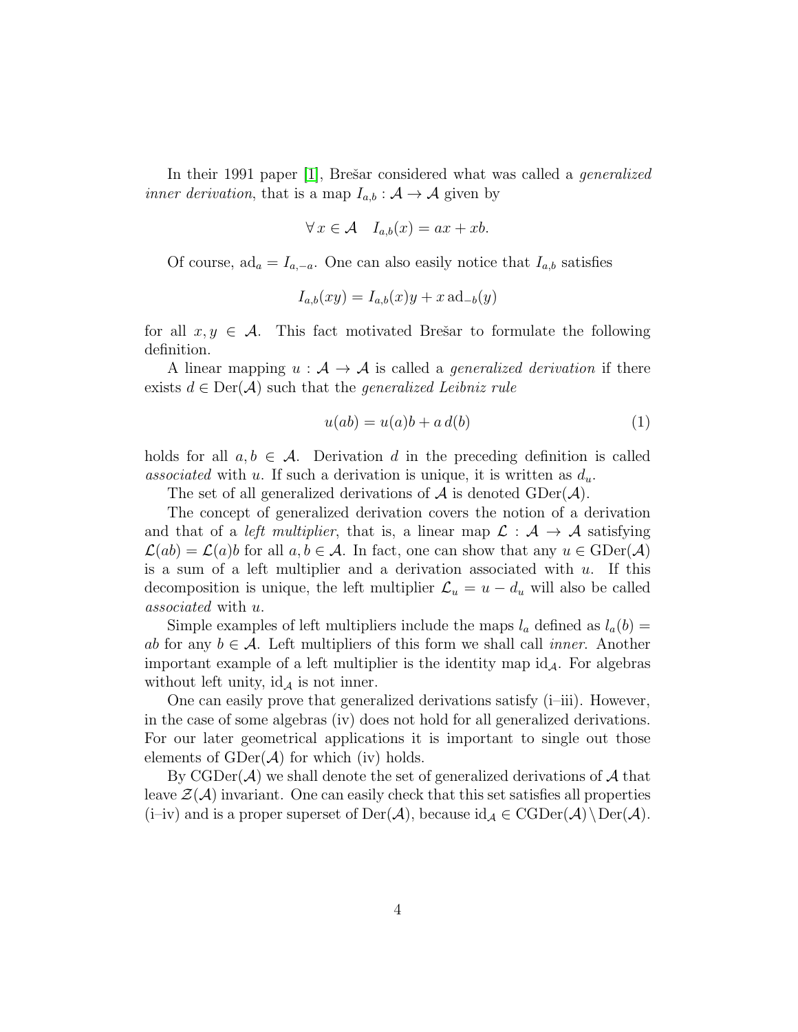In their 1991 paper [1], Brešar considered what was called a *generalized inner derivation*, that is a map $I_{a,b} : \mathcal{A} \to \mathcal{A}$ given by

$$\forall\, x \in \mathcal{A} \quad I_{a,b}(x) = ax + xb.$$

Of course, $\operatorname{ad}_a = I_{a,-a}$. One can also easily notice that $I_{a,b}$ satisfies

$$I_{a,b}(xy) = I_{a,b}(x)y + x\,\operatorname{ad}_{-b}(y)$$

for all $x, y \in \mathcal{A}$. This fact motivated Brešar to formulate the following definition.

A linear mapping $u : \mathcal{A} \to \mathcal{A}$ is called a *generalized derivation* if there exists $d \in \operatorname{Der}(\mathcal{A})$ such that the *generalized Leibniz rule*

$$u(ab) = u(a)b + a\,d(b) \tag{1}$$

holds for all $a, b \in \mathcal{A}$. Derivation $d$ in the preceding definition is called *associated* with $u$. If such a derivation is unique, it is written as $d_u$.

The set of all generalized derivations of $\mathcal{A}$ is denoted $\operatorname{GDer}(\mathcal{A})$.

The concept of generalized derivation covers the notion of a derivation and that of a *left multiplier*, that is, a linear map $\mathcal{L} : \mathcal{A} \to \mathcal{A}$ satisfying $\mathcal{L}(ab) = \mathcal{L}(a)b$ for all $a, b \in \mathcal{A}$. In fact, one can show that any $u \in \operatorname{GDer}(\mathcal{A})$ is a sum of a left multiplier and a derivation associated with $u$. If this decomposition is unique, the left multiplier $\mathcal{L}_u = u - d_u$ will also be called *associated* with $u$.

Simple examples of left multipliers include the maps $l_a$ defined as $l_a(b) = ab$ for any $b \in \mathcal{A}$. Left multipliers of this form we shall call *inner*. Another important example of a left multiplier is the identity map $\operatorname{id}_{\mathcal{A}}$. For algebras without left unity, $\operatorname{id}_{\mathcal{A}}$ is not inner.

One can easily prove that generalized derivations satisfy (i–iii). However, in the case of some algebras (iv) does not hold for all generalized derivations. For our later geometrical applications it is important to single out those elements of $\operatorname{GDer}(\mathcal{A})$ for which (iv) holds.

By $\operatorname{CGDer}(\mathcal{A})$ we shall denote the set of generalized derivations of $\mathcal{A}$ that leave $\mathcal{Z}(\mathcal{A})$ invariant. One can easily check that this set satisfies all properties (i–iv) and is a proper superset of $\operatorname{Der}(\mathcal{A})$, because $\operatorname{id}_{\mathcal{A}} \in \operatorname{CGDer}(\mathcal{A}) \setminus \operatorname{Der}(\mathcal{A})$.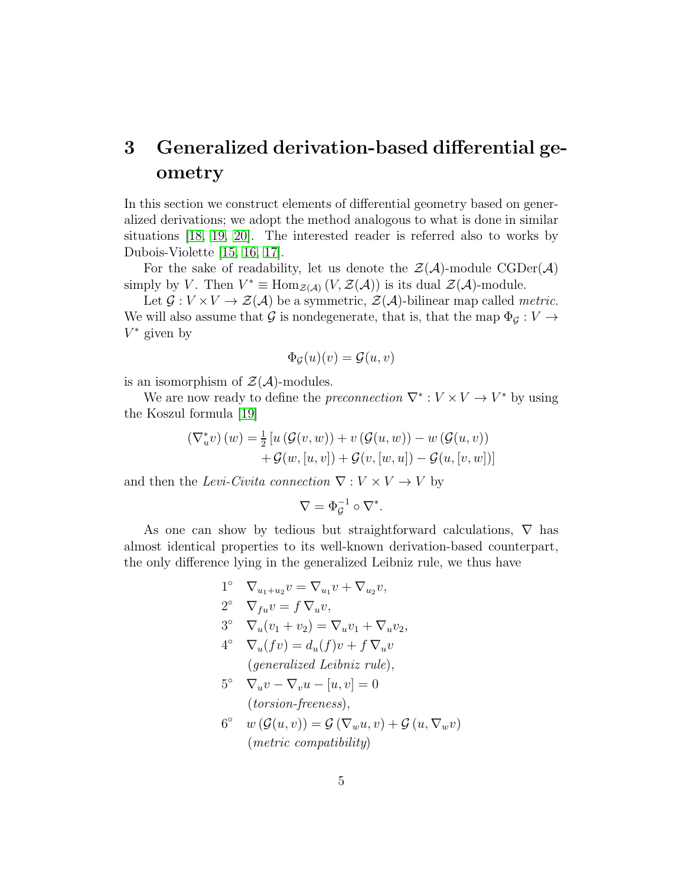# 3 Generalized derivation-based differential geometry

In this section we construct elements of differential geometry based on generalized derivations; we adopt the method analogous to what is done in similar situations [18, 19, 20]. The interested reader is referred also to works by Dubois-Violette [15, 16, 17].

For the sake of readability, let us denote the $\mathcal{Z}(\mathcal{A})$-module $\mathrm{CGDer}(\mathcal{A})$ simply by $V$. Then $V^* \equiv \mathrm{Hom}_{\mathcal{Z}(\mathcal{A})}(V, \mathcal{Z}(\mathcal{A}))$ is its dual $\mathcal{Z}(\mathcal{A})$-module.

Let $\mathcal{G} : V \times V \to \mathcal{Z}(\mathcal{A})$ be a symmetric, $\mathcal{Z}(\mathcal{A})$-bilinear map called *metric*. We will also assume that $\mathcal{G}$ is nondegenerate, that is, that the map $\Phi_{\mathcal{G}} : V \to V^*$ given by

$$\Phi_{\mathcal{G}}(u)(v) = \mathcal{G}(u, v)$$

is an isomorphism of $\mathcal{Z}(\mathcal{A})$-modules.

We are now ready to define the *preconnection* $\nabla^* : V \times V \to V^*$ by using the Koszul formula [19]

$$\begin{aligned}(\nabla^*_u v)(w) = \tfrac{1}{2}\left[u\left(\mathcal{G}(v, w)\right) + v\left(\mathcal{G}(u, w)\right) - w\left(\mathcal{G}(u, v)\right)\right.\\ \left. + \mathcal{G}(w, [u, v]) + \mathcal{G}(v, [w, u]) - \mathcal{G}(u, [v, w])\right]\end{aligned}$$

and then the *Levi-Civita connection* $\nabla : V \times V \to V$ by

$$\nabla = \Phi_{\mathcal{G}}^{-1} \circ \nabla^*.$$

As one can show by tedious but straightforward calculations, $\nabla$ has almost identical properties to its well-known derivation-based counterpart, the only difference lying in the generalized Leibniz rule, we thus have

$1^\circ$ $\nabla_{u_1+u_2} v = \nabla_{u_1} v + \nabla_{u_2} v$,

$2^\circ$ $\nabla_{fu} v = f\, \nabla_u v$,

$3^\circ$ $\nabla_u (v_1 + v_2) = \nabla_u v_1 + \nabla_u v_2$,

$4^\circ$ $\nabla_u (fv) = d_u(f) v + f\, \nabla_u v$
(*generalized Leibniz rule*),

$5^\circ$ $\nabla_u v - \nabla_v u - [u, v] = 0$
(*torsion-freeness*),

$6^\circ$ $w\left(\mathcal{G}(u, v)\right) = \mathcal{G}\left(\nabla_w u, v\right) + \mathcal{G}\left(u, \nabla_w v\right)$
(*metric compatibility*)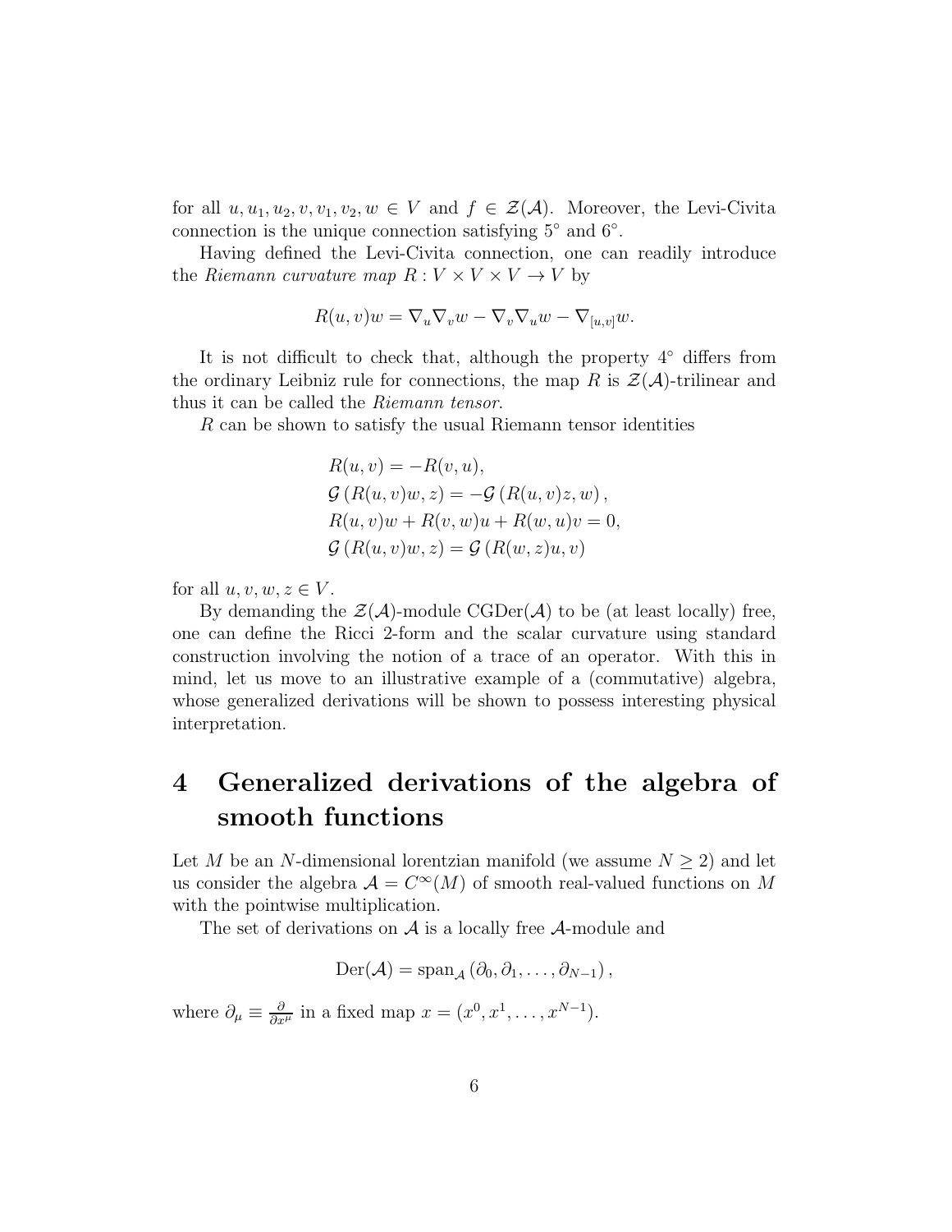for all $u, u_1, u_2, v, v_1, v_2, w \in V$ and $f \in \mathcal{Z}(\mathcal{A})$. Moreover, the Levi-Civita connection is the unique connection satisfying 5° and 6°.

Having defined the Levi-Civita connection, one can readily introduce the *Riemann curvature map* $R : V \times V \times V \to V$ by

$$R(u, v)w = \nabla_u \nabla_v w - \nabla_v \nabla_u w - \nabla_{[u,v]} w.$$

It is not difficult to check that, although the property 4° differs from the ordinary Leibniz rule for connections, the map $R$ is $\mathcal{Z}(\mathcal{A})$-trilinear and thus it can be called the *Riemann tensor*.

$R$ can be shown to satisfy the usual Riemann tensor identities

$$\begin{aligned}
&R(u, v) = -R(v, u), \\
&\mathcal{G}\left(R(u, v)w, z\right) = -\mathcal{G}\left(R(u, v)z, w\right), \\
&R(u, v)w + R(v, w)u + R(w, u)v = 0, \\
&\mathcal{G}\left(R(u, v)w, z\right) = \mathcal{G}\left(R(w, z)u, v\right)
\end{aligned}$$

for all $u, v, w, z \in V$.

By demanding the $\mathcal{Z}(\mathcal{A})$-module $\mathrm{CGDer}(\mathcal{A})$ to be (at least locally) free, one can define the Ricci 2-form and the scalar curvature using standard construction involving the notion of a trace of an operator. With this in mind, let us move to an illustrative example of a (commutative) algebra, whose generalized derivations will be shown to possess interesting physical interpretation.

# 4 Generalized derivations of the algebra of smooth functions

Let $M$ be an $N$-dimensional lorentzian manifold (we assume $N \geq 2$) and let us consider the algebra $\mathcal{A} = C^\infty(M)$ of smooth real-valued functions on $M$ with the pointwise multiplication.

The set of derivations on $\mathcal{A}$ is a locally free $\mathcal{A}$-module and

$$\mathrm{Der}(\mathcal{A}) = \mathrm{span}_{\mathcal{A}}\left(\partial_0, \partial_1, \ldots, \partial_{N-1}\right),$$

where $\partial_\mu \equiv \frac{\partial}{\partial x^\mu}$ in a fixed map $x = (x^0, x^1, \ldots, x^{N-1})$.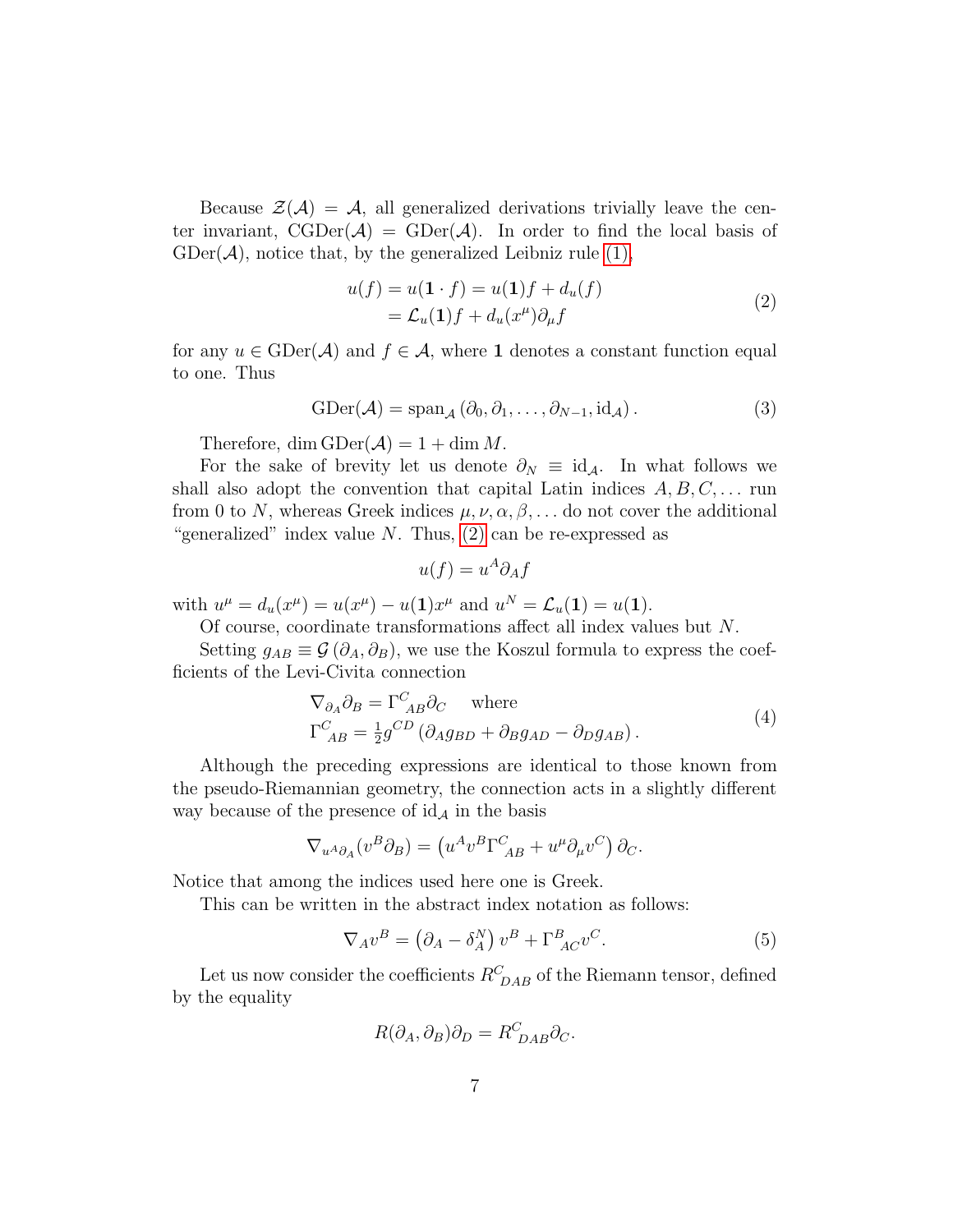Because $\mathcal{Z}(\mathcal{A}) = \mathcal{A}$, all generalized derivations trivially leave the center invariant, $\mathrm{CGDer}(\mathcal{A}) = \mathrm{GDer}(\mathcal{A})$. In order to find the local basis of $\mathrm{GDer}(\mathcal{A})$, notice that, by the generalized Leibniz rule (1),

$$
\begin{aligned}
u(f) &= u(\mathbf{1} \cdot f) = u(\mathbf{1})f + d_u(f) \\
&= \mathcal{L}_u(\mathbf{1})f + d_u(x^\mu)\partial_\mu f
\end{aligned}
\tag{2}
$$

for any $u \in \mathrm{GDer}(\mathcal{A})$ and $f \in \mathcal{A}$, where $\mathbf{1}$ denotes a constant function equal to one. Thus

$$
\mathrm{GDer}(\mathcal{A}) = \mathrm{span}_{\mathcal{A}}\left(\partial_0, \partial_1, \ldots, \partial_{N-1}, \mathrm{id}_{\mathcal{A}}\right). \tag{3}
$$

Therefore, $\dim \mathrm{GDer}(\mathcal{A}) = 1 + \dim M$.

For the sake of brevity let us denote $\partial_N \equiv \mathrm{id}_{\mathcal{A}}$. In what follows we shall also adopt the convention that capital Latin indices $A, B, C, \ldots$ run from 0 to $N$, whereas Greek indices $\mu, \nu, \alpha, \beta, \ldots$ do not cover the additional "generalized" index value $N$. Thus, (2) can be re-expressed as

$$
u(f) = u^A \partial_A f
$$

with $u^\mu = d_u(x^\mu) = u(x^\mu) - u(\mathbf{1})x^\mu$ and $u^N = \mathcal{L}_u(\mathbf{1}) = u(\mathbf{1})$.

Of course, coordinate transformations affect all index values but $N$.

Setting $g_{AB} \equiv \mathcal{G}\left(\partial_A, \partial_B\right)$, we use the Koszul formula to express the coefficients of the Levi-Civita connection

$$
\begin{aligned}
&\nabla_{\partial_A}\partial_B = \Gamma^C{}_{AB}\partial_C \quad \text{ where} \\
&\Gamma^C{}_{AB} = \tfrac{1}{2}g^{CD}\left(\partial_A g_{BD} + \partial_B g_{AD} - \partial_D g_{AB}\right).
\end{aligned}
\tag{4}
$$

Although the preceding expressions are identical to those known from the pseudo-Riemannian geometry, the connection acts in a slightly different way because of the presence of $\mathrm{id}_{\mathcal{A}}$ in the basis

$$
\nabla_{u^A\partial_A}(v^B\partial_B) = \left(u^A v^B \Gamma^C{}_{AB} + u^\mu \partial_\mu v^C\right)\partial_C.
$$

Notice that among the indices used here one is Greek.

This can be written in the abstract index notation as follows:

$$
\nabla_A v^B = \left(\partial_A - \delta^N_A\right)v^B + \Gamma^B{}_{AC}v^C. \tag{5}
$$

Let us now consider the coefficients $R^C{}_{DAB}$ of the Riemann tensor, defined by the equality

$$
R(\partial_A, \partial_B)\partial_D = R^C{}_{DAB}\partial_C.
$$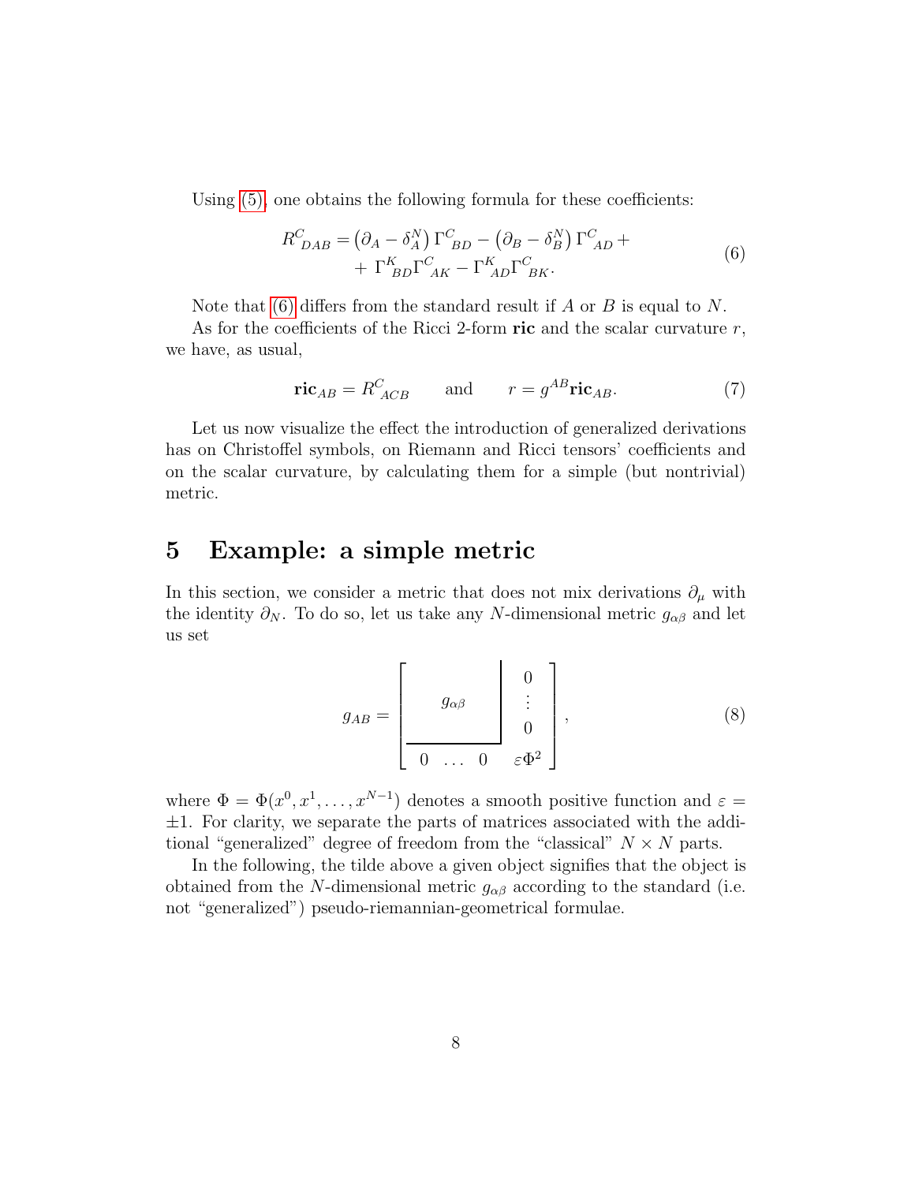Using (5), one obtains the following formula for these coefficients:

$$
\begin{aligned}
R^{C}{}_{DAB} = \left(\partial_A - \delta^N_A\right)\Gamma^{C}{}_{BD} - \left(\partial_B - \delta^N_B\right)\Gamma^{C}{}_{AD} + \\
+ \Gamma^{K}{}_{BD}\Gamma^{C}{}_{AK} - \Gamma^{K}{}_{AD}\Gamma^{C}{}_{BK}.
\end{aligned}
\tag{6}
$$

Note that (6) differs from the standard result if $A$ or $B$ is equal to $N$.

As for the coefficients of the Ricci 2-form **ric** and the scalar curvature $r$, we have, as usual,

$$
\mathbf{ric}_{AB} = R^{C}{}_{ACB} \qquad \text{and} \qquad r = g^{AB}\mathbf{ric}_{AB}. \tag{7}
$$

Let us now visualize the effect the introduction of generalized derivations has on Christoffel symbols, on Riemann and Ricci tensors' coefficients and on the scalar curvature, by calculating them for a simple (but nontrivial) metric.

## 5 Example: a simple metric

In this section, we consider a metric that does not mix derivations $\partial_\mu$ with the identity $\partial_N$. To do so, let us take any $N$-dimensional metric $g_{\alpha\beta}$ and let us set

$$
g_{AB} = \left[\begin{array}{c|c}
g_{\alpha\beta} & \begin{matrix} 0 \\ \vdots \\ 0 \end{matrix} \\
\hline
\begin{matrix} 0 & \dots & 0 \end{matrix} & \varepsilon\Phi^2
\end{array}\right], \tag{8}
$$

where $\Phi = \Phi(x^0, x^1, \dots, x^{N-1})$ denotes a smooth positive function and $\varepsilon = \pm 1$. For clarity, we separate the parts of matrices associated with the additional "generalized" degree of freedom from the "classical" $N \times N$ parts.

In the following, the tilde above a given object signifies that the object is obtained from the $N$-dimensional metric $g_{\alpha\beta}$ according to the standard (i.e. not "generalized") pseudo-riemannian-geometrical formulae.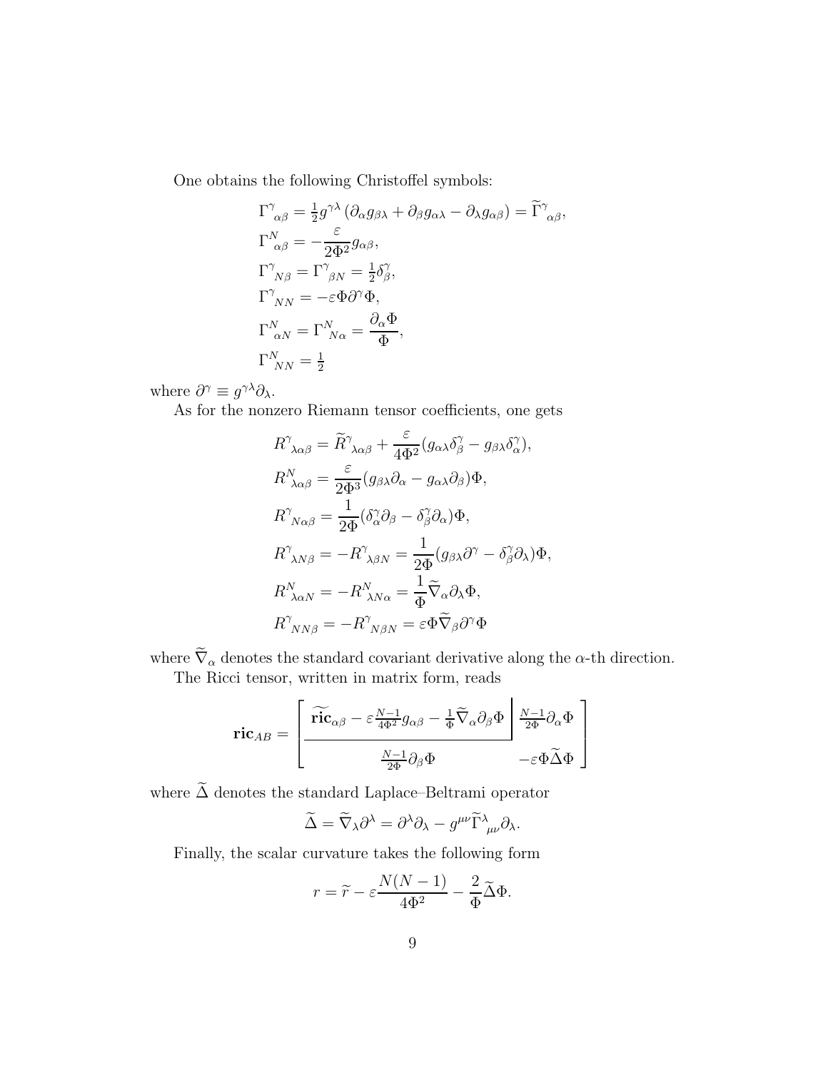One obtains the following Christoffel symbols:

$$
\begin{aligned}
&\Gamma^{\gamma}_{\ \alpha\beta} = \tfrac{1}{2} g^{\gamma\lambda} \left( \partial_\alpha g_{\beta\lambda} + \partial_\beta g_{\alpha\lambda} - \partial_\lambda g_{\alpha\beta} \right) = \widetilde{\Gamma}^{\gamma}_{\ \alpha\beta}, \\
&\Gamma^{N}_{\ \alpha\beta} = -\frac{\varepsilon}{2\Phi^2} g_{\alpha\beta}, \\
&\Gamma^{\gamma}_{\ N\beta} = \Gamma^{\gamma}_{\ \beta N} = \tfrac{1}{2} \delta^{\gamma}_{\beta}, \\
&\Gamma^{\gamma}_{\ NN} = -\varepsilon \Phi \partial^{\gamma} \Phi, \\
&\Gamma^{N}_{\ \alpha N} = \Gamma^{N}_{\ N\alpha} = \frac{\partial_\alpha \Phi}{\Phi}, \\
&\Gamma^{N}_{\ NN} = \tfrac{1}{2}
\end{aligned}
$$

where $\partial^{\gamma} \equiv g^{\gamma\lambda} \partial_\lambda$.

As for the nonzero Riemann tensor coefficients, one gets

$$
\begin{aligned}
&R^{\gamma}_{\ \lambda\alpha\beta} = \widetilde{R}^{\gamma}_{\ \lambda\alpha\beta} + \frac{\varepsilon}{4\Phi^2} (g_{\alpha\lambda} \delta^{\gamma}_{\beta} - g_{\beta\lambda} \delta^{\gamma}_{\alpha}), \\
&R^{N}_{\ \lambda\alpha\beta} = \frac{\varepsilon}{2\Phi^3} (g_{\beta\lambda} \partial_\alpha - g_{\alpha\lambda} \partial_\beta) \Phi, \\
&R^{\gamma}_{\ N\alpha\beta} = \frac{1}{2\Phi} (\delta^{\gamma}_{\alpha} \partial_\beta - \delta^{\gamma}_{\beta} \partial_\alpha) \Phi, \\
&R^{\gamma}_{\ \lambda N\beta} = -R^{\gamma}_{\ \lambda\beta N} = \frac{1}{2\Phi} (g_{\beta\lambda} \partial^{\gamma} - \delta^{\gamma}_{\beta} \partial_\lambda) \Phi, \\
&R^{N}_{\ \lambda\alpha N} = -R^{N}_{\ \lambda N\alpha} = \frac{1}{\Phi} \widetilde{\nabla}_\alpha \partial_\lambda \Phi, \\
&R^{\gamma}_{\ NN\beta} = -R^{\gamma}_{\ N\beta N} = \varepsilon \Phi \widetilde{\nabla}_\beta \partial^{\gamma} \Phi
\end{aligned}
$$

where $\widetilde{\nabla}_\alpha$ denotes the standard covariant derivative along the $\alpha$-th direction.

The Ricci tensor, written in matrix form, reads

$$
\mathbf{ric}_{AB} = \left[ \begin{array}{c|c} \widetilde{\mathbf{ric}}_{\alpha\beta} - \varepsilon \frac{N-1}{4\Phi^2} g_{\alpha\beta} - \frac{1}{\Phi} \widetilde{\nabla}_\alpha \partial_\beta \Phi & \frac{N-1}{2\Phi} \partial_\alpha \Phi \\ \hline \frac{N-1}{2\Phi} \partial_\beta \Phi & -\varepsilon \Phi \widetilde{\Delta} \Phi \end{array} \right]
$$

where $\widetilde{\Delta}$ denotes the standard Laplace–Beltrami operator

$$
\widetilde{\Delta} = \widetilde{\nabla}_\lambda \partial^{\lambda} = \partial^{\lambda} \partial_\lambda - g^{\mu\nu} \widetilde{\Gamma}^{\lambda}_{\ \mu\nu} \partial_\lambda.
$$

Finally, the scalar curvature takes the following form

$$
r = \widetilde{r} - \varepsilon \frac{N(N-1)}{4\Phi^2} - \frac{2}{\Phi} \widetilde{\Delta} \Phi.
$$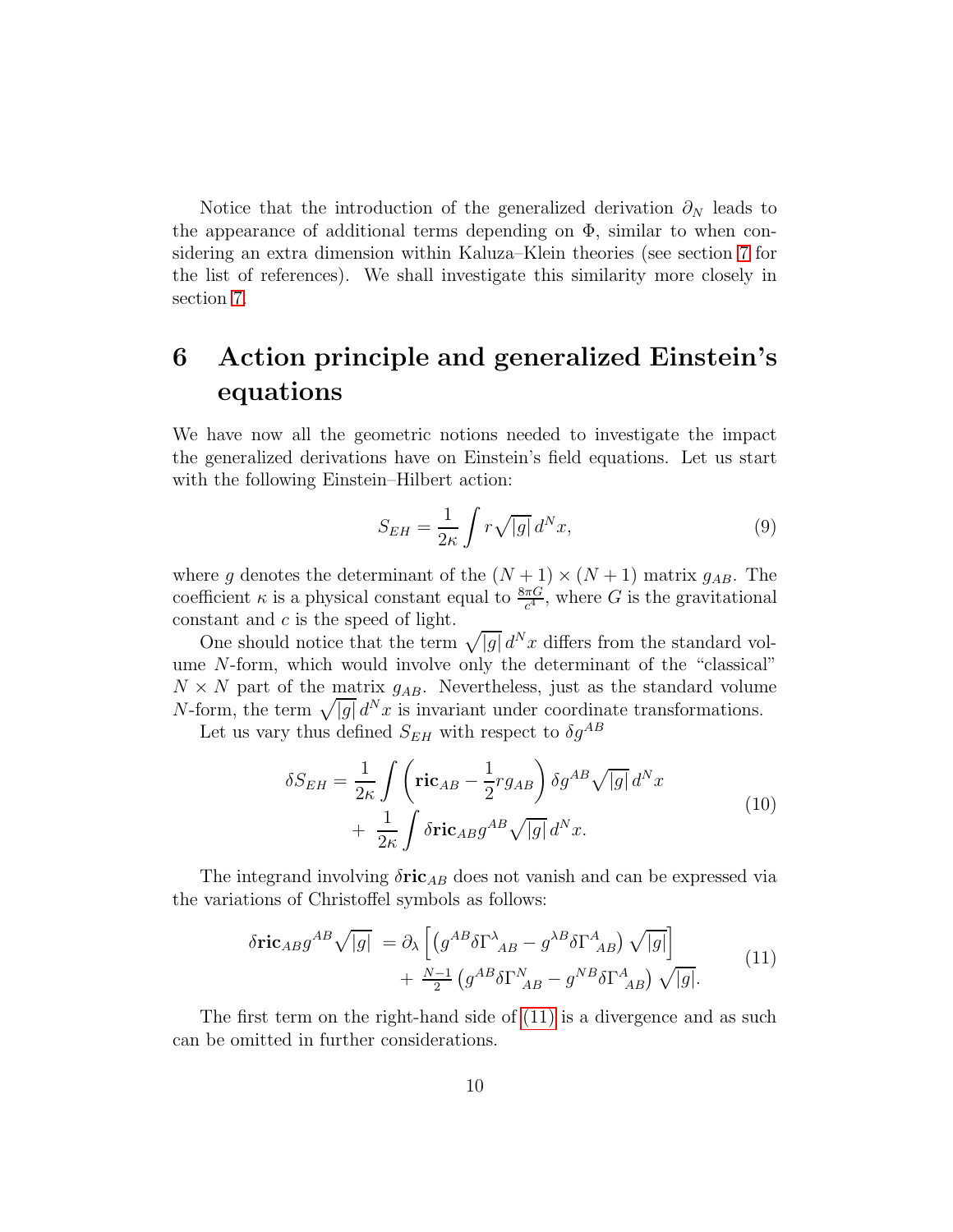Notice that the introduction of the generalized derivation $\partial_N$ leads to the appearance of additional terms depending on $\Phi$, similar to when considering an extra dimension within Kaluza–Klein theories (see section 7 for the list of references). We shall investigate this similarity more closely in section 7.

# 6 Action principle and generalized Einstein's equations

We have now all the geometric notions needed to investigate the impact the generalized derivations have on Einstein's field equations. Let us start with the following Einstein–Hilbert action:

$$S_{EH} = \frac{1}{2\kappa} \int r \sqrt{|g|}\, d^N x, \tag{9}$$

where $g$ denotes the determinant of the $(N+1) \times (N+1)$ matrix $g_{AB}$. The coefficient $\kappa$ is a physical constant equal to $\frac{8\pi G}{c^4}$, where $G$ is the gravitational constant and $c$ is the speed of light.

One should notice that the term $\sqrt{|g|}\, d^N x$ differs from the standard volume $N$-form, which would involve only the determinant of the "classical" $N \times N$ part of the matrix $g_{AB}$. Nevertheless, just as the standard volume $N$-form, the term $\sqrt{|g|}\, d^N x$ is invariant under coordinate transformations.

Let us vary thus defined $S_{EH}$ with respect to $\delta g^{AB}$

$$\begin{aligned} \delta S_{EH} = \frac{1}{2\kappa} &\int \left( \mathbf{ric}_{AB} - \frac{1}{2} r g_{AB} \right) \delta g^{AB} \sqrt{|g|}\, d^N x \\ &+ \frac{1}{2\kappa} \int \delta \mathbf{ric}_{AB} g^{AB} \sqrt{|g|}\, d^N x. \end{aligned} \tag{10}$$

The integrand involving $\delta\mathbf{ric}_{AB}$ does not vanish and can be expressed via the variations of Christoffel symbols as follows:

$$\begin{aligned} \delta \mathbf{ric}_{AB} g^{AB} \sqrt{|g|} \; &= \partial_\lambda \left[ \left( g^{AB} \delta \Gamma^{\lambda}{}_{AB} - g^{\lambda B} \delta \Gamma^{A}{}_{AB} \right) \sqrt{|g|} \right] \\ &\quad + \tfrac{N-1}{2} \left( g^{AB} \delta \Gamma^{N}{}_{AB} - g^{NB} \delta \Gamma^{A}{}_{AB} \right) \sqrt{|g|}. \end{aligned} \tag{11}$$

The first term on the right-hand side of (11) is a divergence and as such can be omitted in further considerations.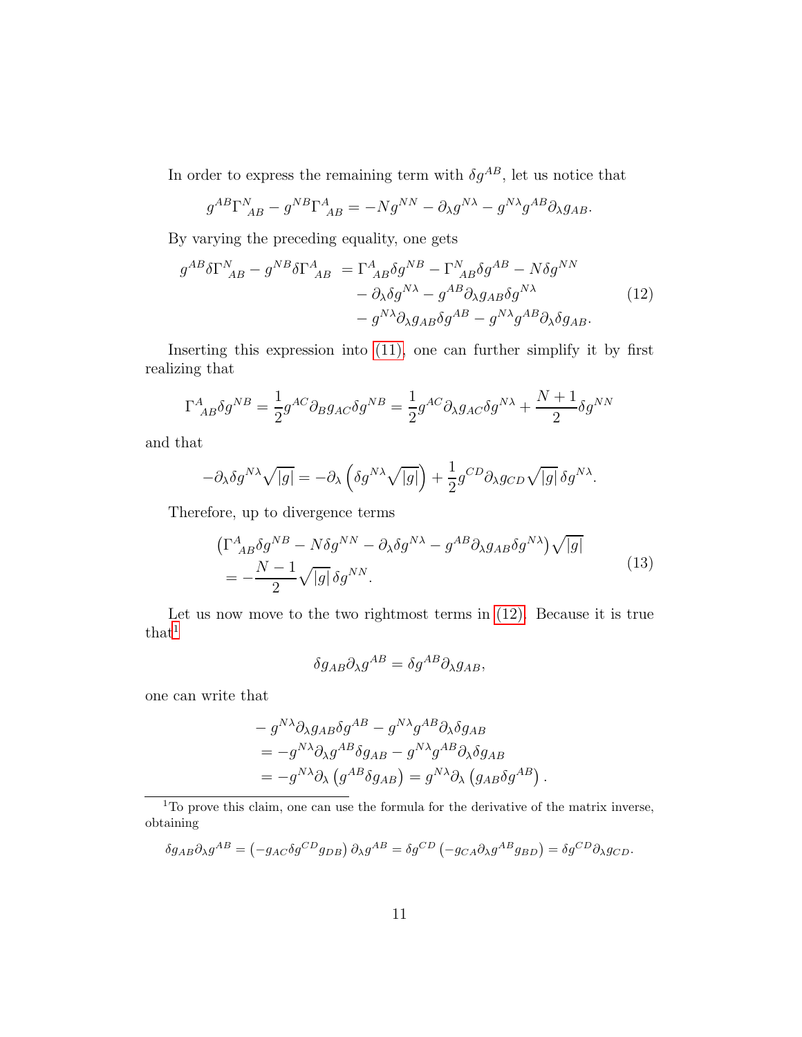In order to express the remaining term with $\delta g^{AB}$, let us notice that

$$g^{AB}\Gamma^{N}_{\ AB} - g^{NB}\Gamma^{A}_{\ AB} = -N g^{NN} - \partial_\lambda g^{N\lambda} - g^{N\lambda} g^{AB}\partial_\lambda g_{AB}.$$

By varying the preceding equality, one gets

$$\begin{aligned} g^{AB}\delta\Gamma^{N}_{\ AB} - g^{NB}\delta\Gamma^{A}_{\ AB} &= \Gamma^{A}_{\ AB}\delta g^{NB} - \Gamma^{N}_{\ AB}\delta g^{AB} - N\delta g^{NN} \\ &\quad - \partial_\lambda \delta g^{N\lambda} - g^{AB}\partial_\lambda g_{AB}\delta g^{N\lambda} \\ &\quad - g^{N\lambda}\partial_\lambda g_{AB}\delta g^{AB} - g^{N\lambda} g^{AB}\partial_\lambda \delta g_{AB}. \end{aligned} \tag{12}$$

Inserting this expression into (11), one can further simplify it by first realizing that

$$\Gamma^{A}_{\ AB}\delta g^{NB} = \frac{1}{2} g^{AC}\partial_B g_{AC}\delta g^{NB} = \frac{1}{2} g^{AC}\partial_\lambda g_{AC}\delta g^{N\lambda} + \frac{N+1}{2}\delta g^{NN}$$

and that

$$-\partial_\lambda \delta g^{N\lambda}\sqrt{|g|} = -\partial_\lambda\left(\delta g^{N\lambda}\sqrt{|g|}\right) + \frac{1}{2} g^{CD}\partial_\lambda g_{CD}\sqrt{|g|}\,\delta g^{N\lambda}.$$

Therefore, up to divergence terms

$$\begin{aligned} &\left(\Gamma^{A}_{\ AB}\delta g^{NB} - N\delta g^{NN} - \partial_\lambda \delta g^{N\lambda} - g^{AB}\partial_\lambda g_{AB}\delta g^{N\lambda}\right)\sqrt{|g|} \\ &= -\frac{N-1}{2}\sqrt{|g|}\,\delta g^{NN}. \end{aligned} \tag{13}$$

Let us now move to the two rightmost terms in (12). Because it is true that[1]

$$\delta g_{AB}\partial_\lambda g^{AB} = \delta g^{AB}\partial_\lambda g_{AB},$$

one can write that

$$\begin{aligned} &- g^{N\lambda}\partial_\lambda g_{AB}\delta g^{AB} - g^{N\lambda} g^{AB}\partial_\lambda \delta g_{AB} \\ &= -g^{N\lambda}\partial_\lambda g^{AB}\delta g_{AB} - g^{N\lambda} g^{AB}\partial_\lambda \delta g_{AB} \\ &= -g^{N\lambda}\partial_\lambda\left(g^{AB}\delta g_{AB}\right) = g^{N\lambda}\partial_\lambda\left(g_{AB}\delta g^{AB}\right). \end{aligned}$$

---

[1] To prove this claim, one can use the formula for the derivative of the matrix inverse, obtaining

$$\delta g_{AB}\partial_\lambda g^{AB} = \left(-g_{AC}\delta g^{CD} g_{DB}\right)\partial_\lambda g^{AB} = \delta g^{CD}\left(-g_{CA}\partial_\lambda g^{AB} g_{BD}\right) = \delta g^{CD}\partial_\lambda g_{CD}.$$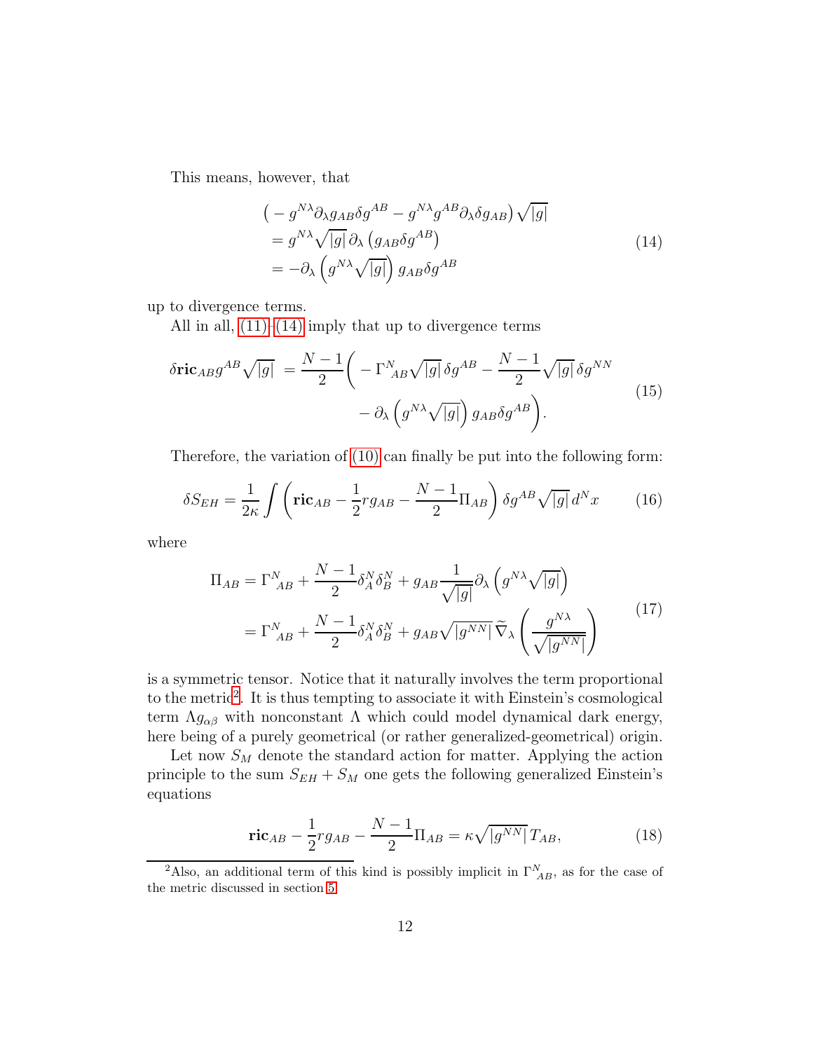This means, however, that

$$
\begin{aligned}
&\left( - g^{N\lambda}\partial_\lambda g_{AB}\delta g^{AB} - g^{N\lambda} g^{AB}\partial_\lambda \delta g_{AB}\right)\sqrt{|g|} \\
&= g^{N\lambda}\sqrt{|g|}\,\partial_\lambda\left(g_{AB}\delta g^{AB}\right) \\
&= -\partial_\lambda\left(g^{N\lambda}\sqrt{|g|}\right) g_{AB}\delta g^{AB}
\end{aligned}
\tag{14}
$$

up to divergence terms.

All in all, (11)–(14) imply that up to divergence terms

$$
\begin{aligned}
\delta \mathbf{ric}_{AB} g^{AB}\sqrt{|g|} \;=\; \frac{N-1}{2}\bigg( &- \Gamma^{N}{}_{AB}\sqrt{|g|}\,\delta g^{AB} - \frac{N-1}{2}\sqrt{|g|}\,\delta g^{NN} \\
&- \partial_\lambda\left(g^{N\lambda}\sqrt{|g|}\right) g_{AB}\delta g^{AB}\bigg).
\end{aligned}
\tag{15}
$$

Therefore, the variation of (10) can finally be put into the following form:

$$
\delta S_{EH} = \frac{1}{2\kappa}\int\left(\mathbf{ric}_{AB} - \frac{1}{2} r g_{AB} - \frac{N-1}{2}\Pi_{AB}\right)\delta g^{AB}\sqrt{|g|}\,d^N x \tag{16}
$$

where

$$
\begin{aligned}
\Pi_{AB} &= \Gamma^{N}{}_{AB} + \frac{N-1}{2}\delta^N_A\delta^N_B + g_{AB}\frac{1}{\sqrt{|g|}}\partial_\lambda\left(g^{N\lambda}\sqrt{|g|}\right) \\
&= \Gamma^{N}{}_{AB} + \frac{N-1}{2}\delta^N_A\delta^N_B + g_{AB}\sqrt{|g^{NN}|}\,\widetilde{\nabla}_\lambda\left(\frac{g^{N\lambda}}{\sqrt{|g^{NN}|}}\right)
\end{aligned}
\tag{17}
$$

is a symmetric tensor. Notice that it naturally involves the term proportional to the metric[2]. It is thus tempting to associate it with Einstein's cosmological term $\Lambda g_{\alpha\beta}$ with nonconstant $\Lambda$ which could model dynamical dark energy, here being of a purely geometrical (or rather generalized-geometrical) origin.

Let now $S_M$ denote the standard action for matter. Applying the action principle to the sum $S_{EH} + S_M$ one gets the following generalized Einstein's equations

$$
\mathbf{ric}_{AB} - \frac{1}{2} r g_{AB} - \frac{N-1}{2}\Pi_{AB} = \kappa\sqrt{|g^{NN}|}\,T_{AB}, \tag{18}
$$

[2] Also, an additional term of this kind is possibly implicit in $\Gamma^{N}{}_{AB}$, as for the case of the metric discussed in section 5.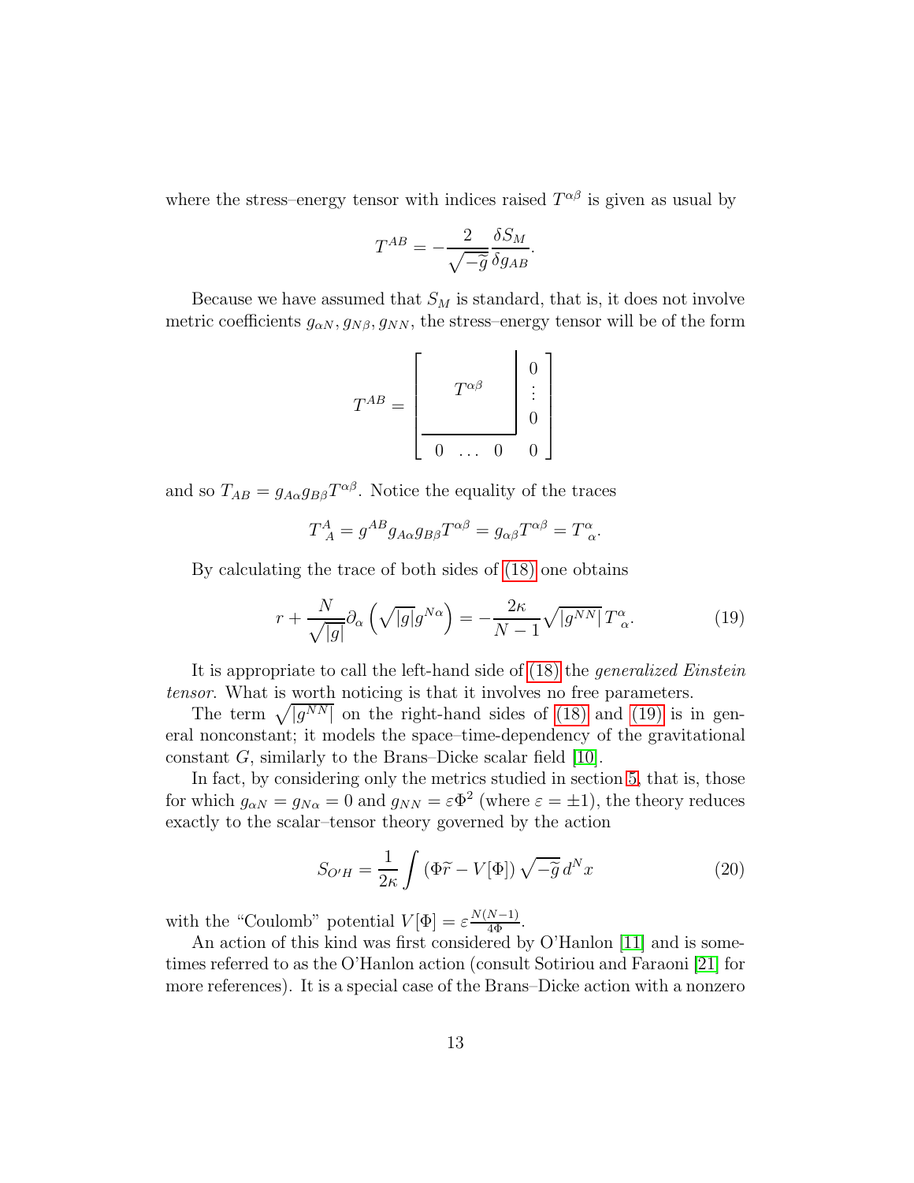where the stress–energy tensor with indices raised $T^{\alpha\beta}$ is given as usual by

$$T^{AB} = -\frac{2}{\sqrt{-\widetilde{g}}}\frac{\delta S_M}{\delta g_{AB}}.$$

Because we have assumed that $S_M$ is standard, that is, it does not involve metric coefficients $g_{\alpha N}, g_{N\beta}, g_{NN}$, the stress–energy tensor will be of the form

$$T^{AB} = \left[\begin{array}{ccc|c} & & & 0 \\ & T^{\alpha\beta} & & \vdots \\ & & & 0 \\ \hline 0 & \dots & 0 & 0 \end{array}\right]$$

and so $T_{AB} = g_{A\alpha}g_{B\beta}T^{\alpha\beta}$. Notice the equality of the traces

$$T^A_{\ A} = g^{AB}g_{A\alpha}g_{B\beta}T^{\alpha\beta} = g_{\alpha\beta}T^{\alpha\beta} = T^\alpha_{\ \alpha}.$$

By calculating the trace of both sides of (18) one obtains

$$r + \frac{N}{\sqrt{|g|}}\partial_\alpha\left(\sqrt{|g|}g^{N\alpha}\right) = -\frac{2\kappa}{N-1}\sqrt{|g^{NN}|}\,T^\alpha_{\ \alpha}. \tag{19}$$

It is appropriate to call the left-hand side of (18) the *generalized Einstein tensor*. What is worth noticing is that it involves no free parameters.

The term $\sqrt{|g^{NN}|}$ on the right-hand sides of (18) and (19) is in general nonconstant; it models the space–time-dependency of the gravitational constant $G$, similarly to the Brans–Dicke scalar field [10].

In fact, by considering only the metrics studied in section 5, that is, those for which $g_{\alpha N} = g_{N\alpha} = 0$ and $g_{NN} = \varepsilon\Phi^2$ (where $\varepsilon = \pm 1$), the theory reduces exactly to the scalar–tensor theory governed by the action

$$S_{O'H} = \frac{1}{2\kappa}\int\left(\Phi\widetilde{r} - V[\Phi]\right)\sqrt{-\widetilde{g}}\,d^Nx \tag{20}$$

with the "Coulomb" potential $V[\Phi] = \varepsilon\frac{N(N-1)}{4\Phi}$.

An action of this kind was first considered by O'Hanlon [11] and is sometimes referred to as the O'Hanlon action (consult Sotiriou and Faraoni [21] for more references). It is a special case of the Brans–Dicke action with a nonzero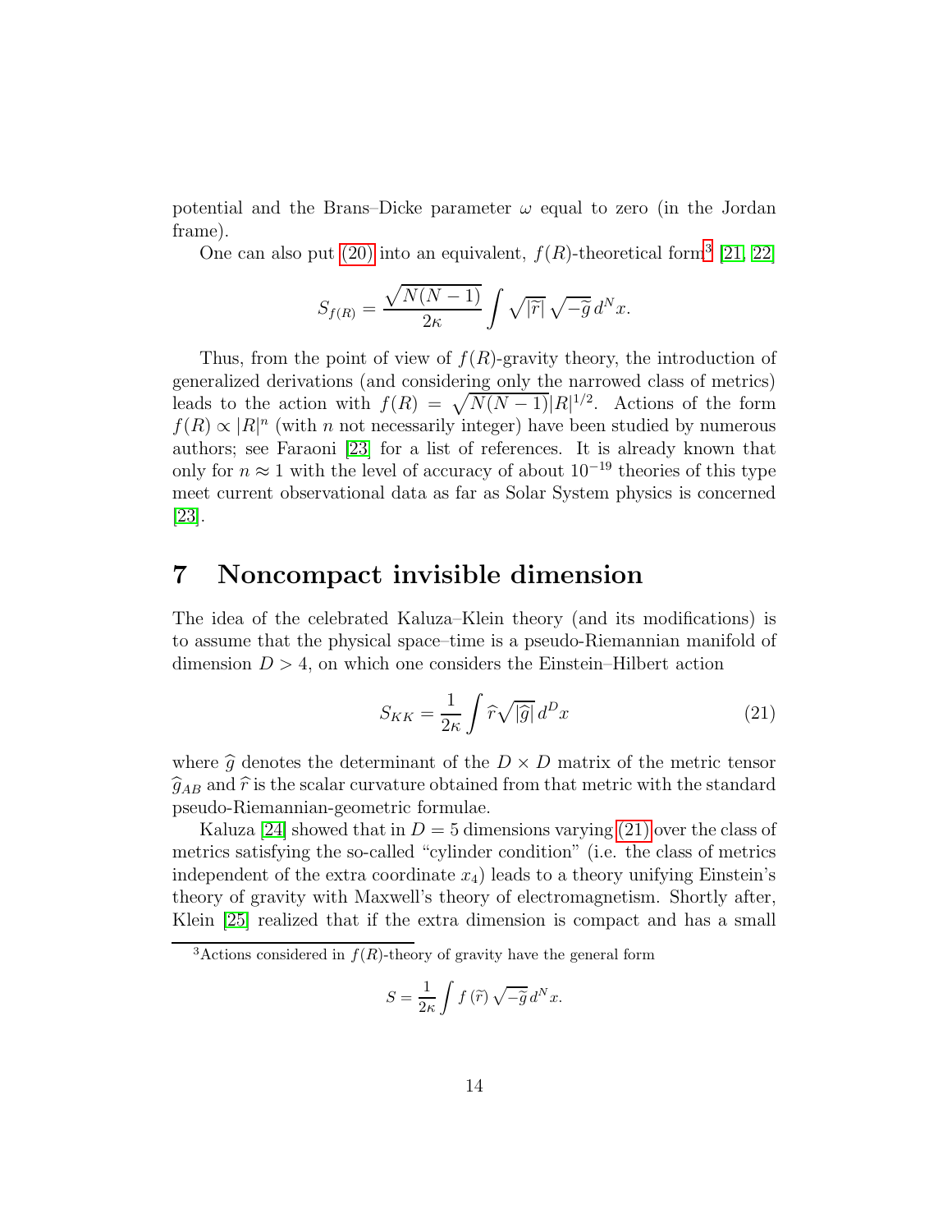potential and the Brans–Dicke parameter $\omega$ equal to zero (in the Jordan frame).

One can also put (20) into an equivalent, $f(R)$-theoretical form[3] [21, 22]

$$S_{f(R)} = \frac{\sqrt{N(N-1)}}{2\kappa} \int \sqrt{|\widetilde{r}|}\, \sqrt{-\widetilde{g}}\, d^N x.$$

Thus, from the point of view of $f(R)$-gravity theory, the introduction of generalized derivations (and considering only the narrowed class of metrics) leads to the action with $f(R) = \sqrt{N(N-1)}|R|^{1/2}$. Actions of the form $f(R) \propto |R|^n$ (with $n$ not necessarily integer) have been studied by numerous authors; see Faraoni [23] for a list of references. It is already known that only for $n \approx 1$ with the level of accuracy of about $10^{-19}$ theories of this type meet current observational data as far as Solar System physics is concerned [23].

# 7 Noncompact invisible dimension

The idea of the celebrated Kaluza–Klein theory (and its modifications) is to assume that the physical space–time is a pseudo-Riemannian manifold of dimension $D > 4$, on which one considers the Einstein–Hilbert action

$$S_{KK} = \frac{1}{2\kappa} \int \widehat{r} \sqrt{|\widehat{g}|}\, d^D x \tag{21}$$

where $\widehat{g}$ denotes the determinant of the $D \times D$ matrix of the metric tensor $\widehat{g}_{AB}$ and $\widehat{r}$ is the scalar curvature obtained from that metric with the standard pseudo-Riemannian-geometric formulae.

Kaluza [24] showed that in $D = 5$ dimensions varying (21) over the class of metrics satisfying the so-called "cylinder condition" (i.e. the class of metrics independent of the extra coordinate $x_4$) leads to a theory unifying Einstein's theory of gravity with Maxwell's theory of electromagnetism. Shortly after, Klein [25] realized that if the extra dimension is compact and has a small

[3] Actions considered in $f(R)$-theory of gravity have the general form

$$S = \frac{1}{2\kappa} \int f(\widetilde{r})\, \sqrt{-\widetilde{g}}\, d^N x.$$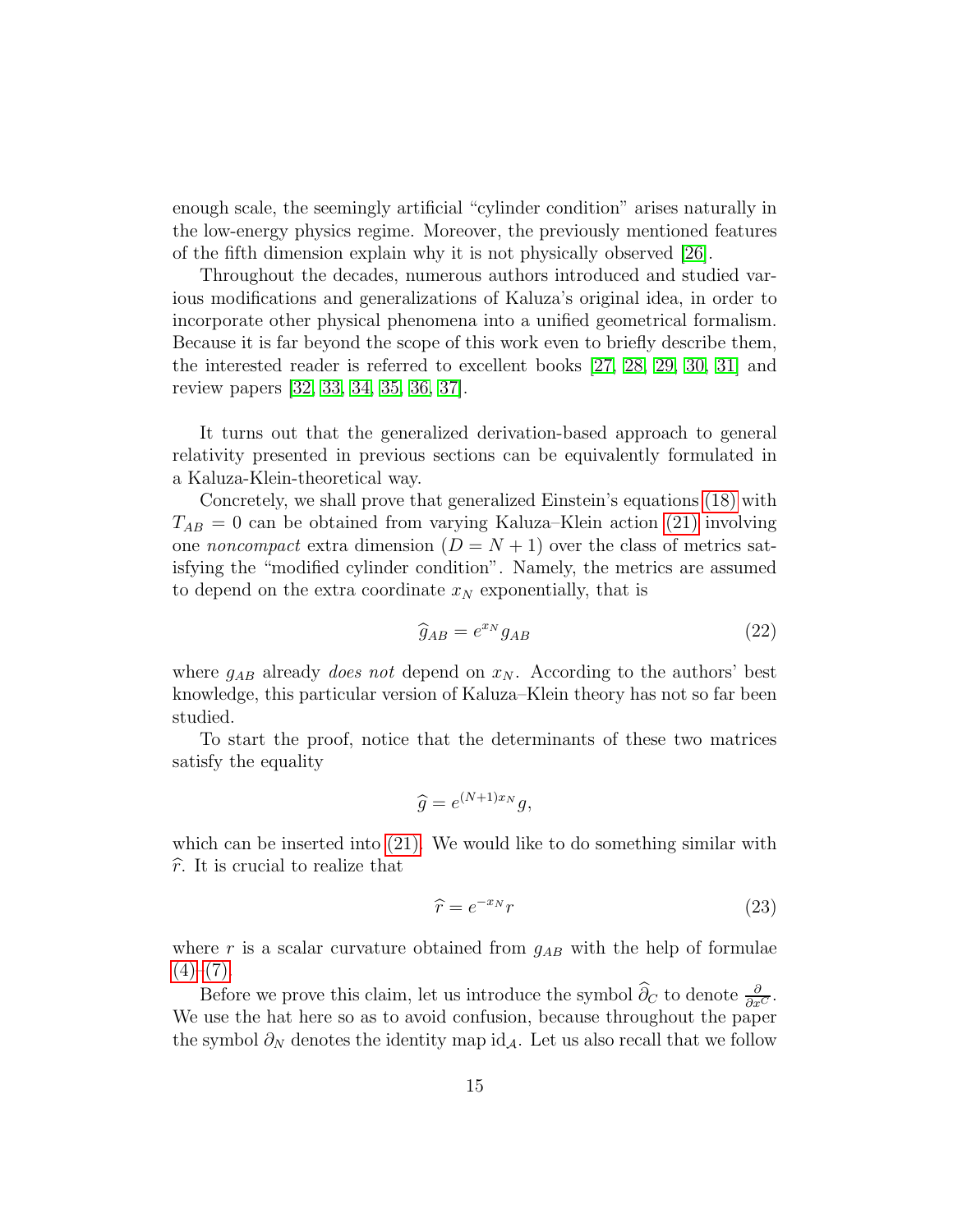enough scale, the seemingly artificial "cylinder condition" arises naturally in the low-energy physics regime. Moreover, the previously mentioned features of the fifth dimension explain why it is not physically observed [26].

Throughout the decades, numerous authors introduced and studied various modifications and generalizations of Kaluza's original idea, in order to incorporate other physical phenomena into a unified geometrical formalism. Because it is far beyond the scope of this work even to briefly describe them, the interested reader is referred to excellent books [27, 28, 29, 30, 31] and review papers [32, 33, 34, 35, 36, 37].

It turns out that the generalized derivation-based approach to general relativity presented in previous sections can be equivalently formulated in a Kaluza-Klein-theoretical way.

Concretely, we shall prove that generalized Einstein's equations (18) with $T_{AB} = 0$ can be obtained from varying Kaluza–Klein action (21) involving one *noncompact* extra dimension ($D = N + 1$) over the class of metrics satisfying the "modified cylinder condition". Namely, the metrics are assumed to depend on the extra coordinate $x_N$ exponentially, that is

$$\widehat{g}_{AB} = e^{x_N} g_{AB} \tag{22}$$

where $g_{AB}$ already *does not* depend on $x_N$. According to the authors' best knowledge, this particular version of Kaluza–Klein theory has not so far been studied.

To start the proof, notice that the determinants of these two matrices satisfy the equality

$$\widehat{g} = e^{(N+1)x_N} g,$$

which can be inserted into (21). We would like to do something similar with $\widehat{r}$. It is crucial to realize that

$$\widehat{r} = e^{-x_N} r \tag{23}$$

where $r$ is a scalar curvature obtained from $g_{AB}$ with the help of formulae (4)–(7).

Before we prove this claim, let us introduce the symbol $\widehat{\partial}_C$ to denote $\frac{\partial}{\partial x^C}$. We use the hat here so as to avoid confusion, because throughout the paper the symbol $\partial_N$ denotes the identity map $\mathrm{id}_{\mathcal{A}}$. Let us also recall that we follow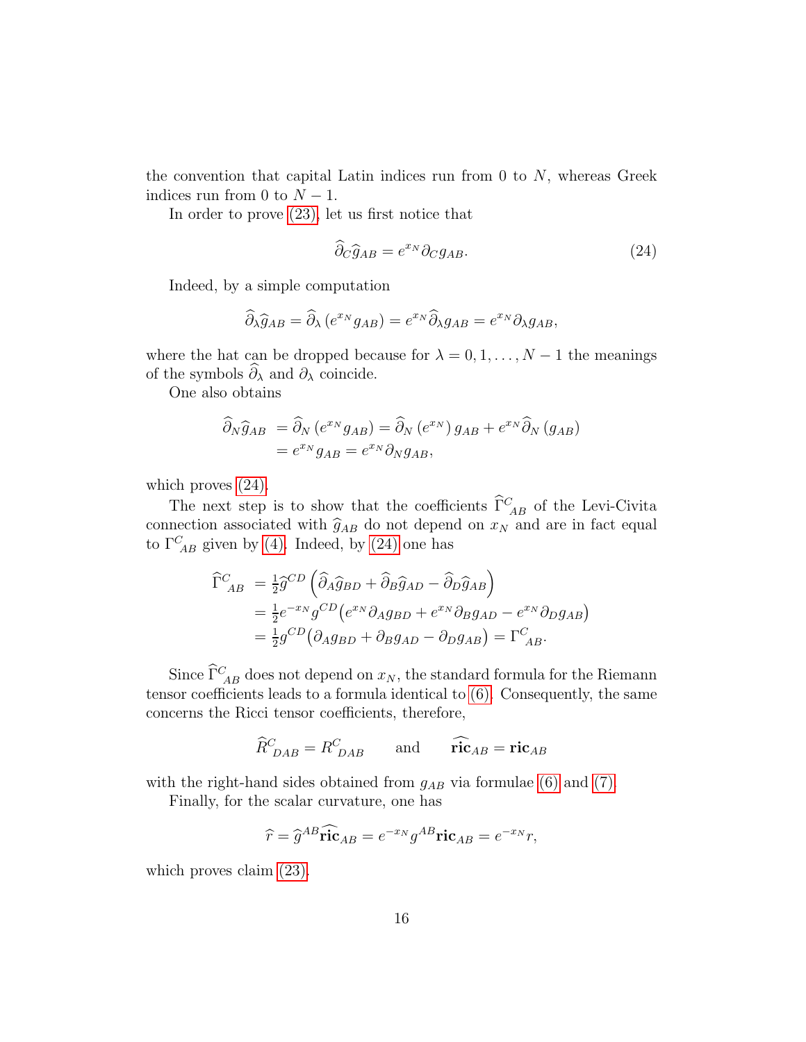the convention that capital Latin indices run from 0 to $N$, whereas Greek indices run from 0 to $N-1$.

In order to prove (23), let us first notice that

$$\widehat{\partial}_C \widehat{g}_{AB} = e^{x_N} \partial_C g_{AB}. \tag{24}$$

Indeed, by a simple computation

$$\widehat{\partial}_\lambda \widehat{g}_{AB} = \widehat{\partial}_\lambda \left( e^{x_N} g_{AB} \right) = e^{x_N} \widehat{\partial}_\lambda g_{AB} = e^{x_N} \partial_\lambda g_{AB},$$

where the hat can be dropped because for $\lambda = 0, 1, \ldots, N-1$ the meanings of the symbols $\widehat{\partial}_\lambda$ and $\partial_\lambda$ coincide.

One also obtains

$$\begin{aligned} \widehat{\partial}_N \widehat{g}_{AB} &= \widehat{\partial}_N \left( e^{x_N} g_{AB} \right) = \widehat{\partial}_N \left( e^{x_N} \right) g_{AB} + e^{x_N} \widehat{\partial}_N \left( g_{AB} \right) \\ &= e^{x_N} g_{AB} = e^{x_N} \partial_N g_{AB}, \end{aligned}$$

which proves (24).

The next step is to show that the coefficients $\widehat{\Gamma}^C{}_{AB}$ of the Levi-Civita connection associated with $\widehat{g}_{AB}$ do not depend on $x_N$ and are in fact equal to $\Gamma^C{}_{AB}$ given by (4). Indeed, by (24) one has

$$\begin{aligned} \widehat{\Gamma}^C{}_{AB} &= \tfrac{1}{2} \widehat{g}^{CD} \left( \widehat{\partial}_A \widehat{g}_{BD} + \widehat{\partial}_B \widehat{g}_{AD} - \widehat{\partial}_D \widehat{g}_{AB} \right) \\ &= \tfrac{1}{2} e^{-x_N} g^{CD} \big( e^{x_N} \partial_A g_{BD} + e^{x_N} \partial_B g_{AD} - e^{x_N} \partial_D g_{AB} \big) \\ &= \tfrac{1}{2} g^{CD} \big( \partial_A g_{BD} + \partial_B g_{AD} - \partial_D g_{AB} \big) = \Gamma^C{}_{AB}. \end{aligned}$$

Since $\widehat{\Gamma}^C{}_{AB}$ does not depend on $x_N$, the standard formula for the Riemann tensor coefficients leads to a formula identical to (6). Consequently, the same concerns the Ricci tensor coefficients, therefore,

$$\widehat{R}^C{}_{DAB} = R^C{}_{DAB} \qquad \text{and} \qquad \widehat{\mathbf{ric}}_{AB} = \mathbf{ric}_{AB}$$

with the right-hand sides obtained from $g_{AB}$ via formulae (6) and (7).

Finally, for the scalar curvature, one has

$$\widehat{r} = \widehat{g}^{AB} \widehat{\mathbf{ric}}_{AB} = e^{-x_N} g^{AB} \mathbf{ric}_{AB} = e^{-x_N} r,$$

which proves claim (23).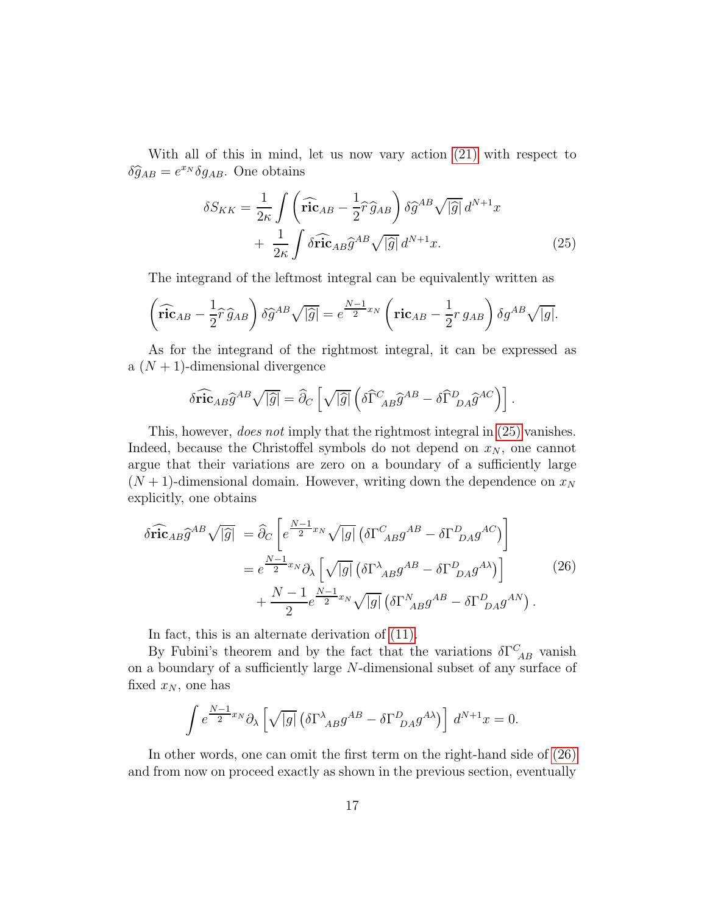With all of this in mind, let us now vary action (21) with respect to $\delta\widehat{g}_{AB} = e^{x_N}\delta g_{AB}$. One obtains

$$
\begin{aligned}
\delta S_{KK} = \frac{1}{2\kappa}\int \left(\widehat{\mathbf{ric}}_{AB} - \frac{1}{2}\widehat{r}\,\widehat{g}_{AB}\right)\delta\widehat{g}^{AB}\sqrt{|\widehat{g}|}\,d^{N+1}x \\
+\ \frac{1}{2\kappa}\int \delta\widehat{\mathbf{ric}}_{AB}\widehat{g}^{AB}\sqrt{|\widehat{g}|}\,d^{N+1}x.
\end{aligned}
\tag{25}
$$

The integrand of the leftmost integral can be equivalently written as

$$
\left(\widehat{\mathbf{ric}}_{AB} - \frac{1}{2}\widehat{r}\,\widehat{g}_{AB}\right)\delta\widehat{g}^{AB}\sqrt{|\widehat{g}|} = e^{\frac{N-1}{2}x_N}\left(\mathbf{ric}_{AB} - \frac{1}{2}r\,g_{AB}\right)\delta g^{AB}\sqrt{|g|}.
$$

As for the integrand of the rightmost integral, it can be expressed as a $(N+1)$-dimensional divergence

$$
\delta\widehat{\mathbf{ric}}_{AB}\widehat{g}^{AB}\sqrt{|\widehat{g}|} = \widehat{\partial}_C\left[\sqrt{|\widehat{g}|}\left(\delta\widehat{\Gamma}^C{}_{AB}\widehat{g}^{AB} - \delta\widehat{\Gamma}^D{}_{DA}\widehat{g}^{AC}\right)\right].
$$

This, however, *does not* imply that the rightmost integral in (25) vanishes. Indeed, because the Christoffel symbols do not depend on $x_N$, one cannot argue that their variations are zero on a boundary of a sufficiently large $(N+1)$-dimensional domain. However, writing down the dependence on $x_N$ explicitly, one obtains

$$
\begin{aligned}
\delta\widehat{\mathbf{ric}}_{AB}\widehat{g}^{AB}\sqrt{|\widehat{g}|} &= \widehat{\partial}_C\left[e^{\frac{N-1}{2}x_N}\sqrt{|g|}\left(\delta\Gamma^C{}_{AB}g^{AB} - \delta\Gamma^D{}_{DA}g^{AC}\right)\right] \\
&= e^{\frac{N-1}{2}x_N}\partial_\lambda\left[\sqrt{|g|}\left(\delta\Gamma^\lambda{}_{AB}g^{AB} - \delta\Gamma^D{}_{DA}g^{A\lambda}\right)\right] \\
&\quad + \frac{N-1}{2}e^{\frac{N-1}{2}x_N}\sqrt{|g|}\left(\delta\Gamma^N{}_{AB}g^{AB} - \delta\Gamma^D{}_{DA}g^{AN}\right).
\end{aligned}
\tag{26}
$$

In fact, this is an alternate derivation of (11).

By Fubini's theorem and by the fact that the variations $\delta\Gamma^C{}_{AB}$ vanish on a boundary of a sufficiently large $N$-dimensional subset of any surface of fixed $x_N$, one has

$$
\int e^{\frac{N-1}{2}x_N}\partial_\lambda\left[\sqrt{|g|}\left(\delta\Gamma^\lambda{}_{AB}g^{AB} - \delta\Gamma^D{}_{DA}g^{A\lambda}\right)\right]\,d^{N+1}x = 0.
$$

In other words, one can omit the first term on the right-hand side of (26) and from now on proceed exactly as shown in the previous section, eventually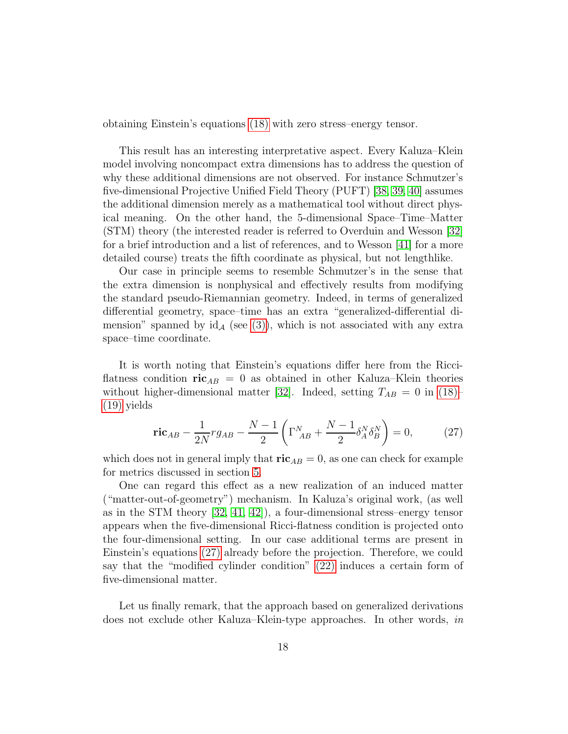obtaining Einstein's equations (18) with zero stress–energy tensor.

This result has an interesting interpretative aspect. Every Kaluza–Klein model involving noncompact extra dimensions has to address the question of why these additional dimensions are not observed. For instance Schmutzer's five-dimensional Projective Unified Field Theory (PUFT) [38, 39, 40] assumes the additional dimension merely as a mathematical tool without direct physical meaning. On the other hand, the 5-dimensional Space–Time–Matter (STM) theory (the interested reader is referred to Overduin and Wesson [32] for a brief introduction and a list of references, and to Wesson [41] for a more detailed course) treats the fifth coordinate as physical, but not lengthlike.

Our case in principle seems to resemble Schmutzer's in the sense that the extra dimension is nonphysical and effectively results from modifying the standard pseudo-Riemannian geometry. Indeed, in terms of generalized differential geometry, space–time has an extra "generalized-differential dimension" spanned by $\mathrm{id}_{\mathcal{A}}$ (see (3)), which is not associated with any extra space–time coordinate.

It is worth noting that Einstein's equations differ here from the Ricci-flatness condition $\mathbf{ric}_{AB} = 0$ as obtained in other Kaluza–Klein theories without higher-dimensional matter [32]. Indeed, setting $T_{AB} = 0$ in (18)–(19) yields

$$\mathbf{ric}_{AB} - \frac{1}{2N} r g_{AB} - \frac{N-1}{2}\left(\Gamma^{N}{}_{AB} + \frac{N-1}{2}\delta^N_A \delta^N_B\right) = 0, \tag{27}$$

which does not in general imply that $\mathbf{ric}_{AB} = 0$, as one can check for example for metrics discussed in section 5.

One can regard this effect as a new realization of an induced matter ("matter-out-of-geometry") mechanism. In Kaluza's original work, (as well as in the STM theory [32, 41, 42]), a four-dimensional stress–energy tensor appears when the five-dimensional Ricci-flatness condition is projected onto the four-dimensional setting. In our case additional terms are present in Einstein's equations (27) already before the projection. Therefore, we could say that the "modified cylinder condition" (22) induces a certain form of five-dimensional matter.

Let us finally remark, that the approach based on generalized derivations does not exclude other Kaluza–Klein-type approaches. In other words, *in*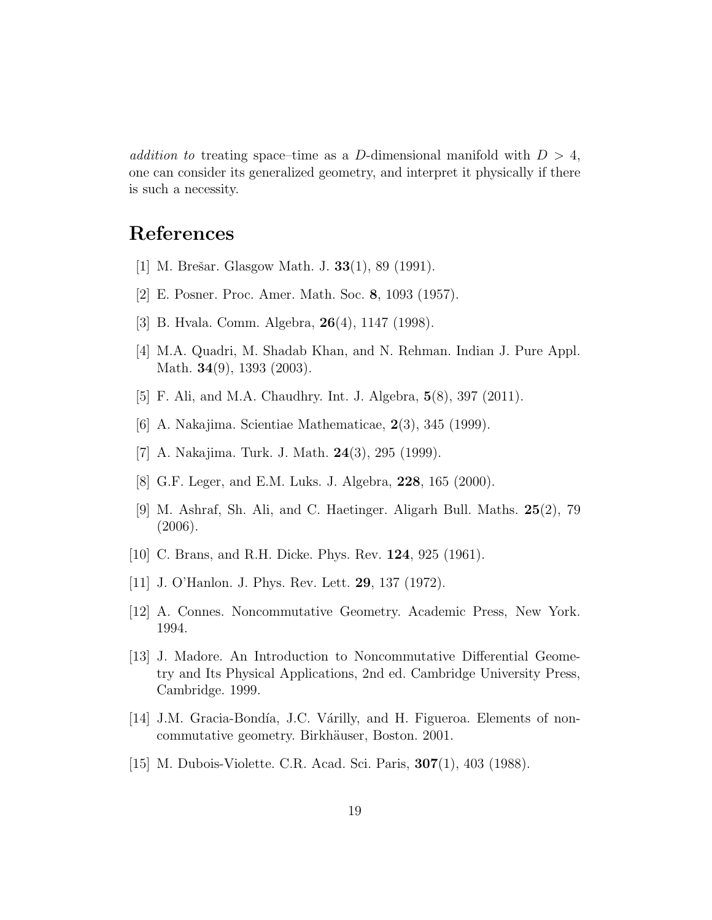*addition to* treating space–time as a $D$-dimensional manifold with $D > 4$, one can consider its generalized geometry, and interpret it physically if there is such a necessity.

# References

[1] M. Brešar. Glasgow Math. J. **33**(1), 89 (1991).

[2] E. Posner. Proc. Amer. Math. Soc. **8**, 1093 (1957).

[3] B. Hvala. Comm. Algebra, **26**(4), 1147 (1998).

[4] M.A. Quadri, M. Shadab Khan, and N. Rehman. Indian J. Pure Appl. Math. **34**(9), 1393 (2003).

[5] F. Ali, and M.A. Chaudhry. Int. J. Algebra, **5**(8), 397 (2011).

[6] A. Nakajima. Scientiae Mathematicae, **2**(3), 345 (1999).

[7] A. Nakajima. Turk. J. Math. **24**(3), 295 (1999).

[8] G.F. Leger, and E.M. Luks. J. Algebra, **228**, 165 (2000).

[9] M. Ashraf, Sh. Ali, and C. Haetinger. Aligarh Bull. Maths. **25**(2), 79 (2006).

[10] C. Brans, and R.H. Dicke. Phys. Rev. **124**, 925 (1961).

[11] J. O'Hanlon. J. Phys. Rev. Lett. **29**, 137 (1972).

[12] A. Connes. Noncommutative Geometry. Academic Press, New York. 1994.

[13] J. Madore. An Introduction to Noncommutative Differential Geometry and Its Physical Applications, 2nd ed. Cambridge University Press, Cambridge. 1999.

[14] J.M. Gracia-Bondía, J.C. Várilly, and H. Figueroa. Elements of noncommutative geometry. Birkhäuser, Boston. 2001.

[15] M. Dubois-Violette. C.R. Acad. Sci. Paris, **307**(1), 403 (1988).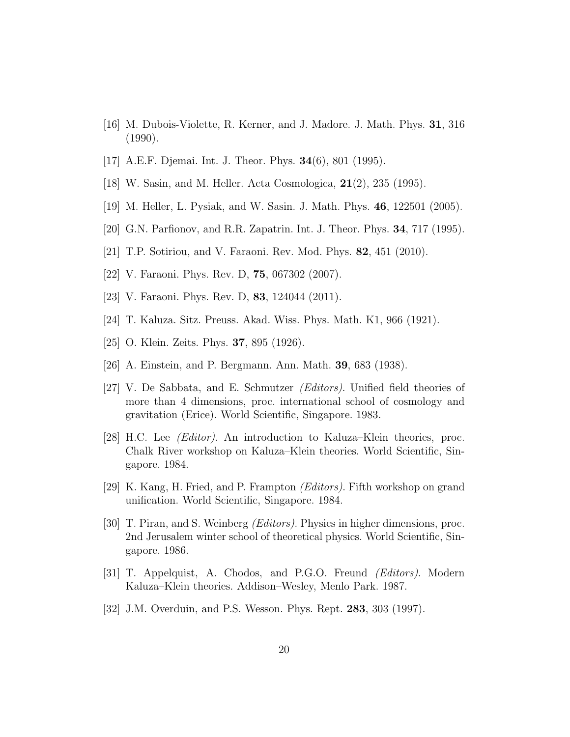[16] M. Dubois-Violette, R. Kerner, and J. Madore. J. Math. Phys. **31**, 316 (1990).

[17] A.E.F. Djemai. Int. J. Theor. Phys. **34**(6), 801 (1995).

[18] W. Sasin, and M. Heller. Acta Cosmologica, **21**(2), 235 (1995).

[19] M. Heller, L. Pysiak, and W. Sasin. J. Math. Phys. **46**, 122501 (2005).

[20] G.N. Parfionov, and R.R. Zapatrin. Int. J. Theor. Phys. **34**, 717 (1995).

[21] T.P. Sotiriou, and V. Faraoni. Rev. Mod. Phys. **82**, 451 (2010).

[22] V. Faraoni. Phys. Rev. D, **75**, 067302 (2007).

[23] V. Faraoni. Phys. Rev. D, **83**, 124044 (2011).

[24] T. Kaluza. Sitz. Preuss. Akad. Wiss. Phys. Math. K1, 966 (1921).

[25] O. Klein. Zeits. Phys. **37**, 895 (1926).

[26] A. Einstein, and P. Bergmann. Ann. Math. **39**, 683 (1938).

[27] V. De Sabbata, and E. Schmutzer *(Editors)*. Unified field theories of more than 4 dimensions, proc. international school of cosmology and gravitation (Erice). World Scientific, Singapore. 1983.

[28] H.C. Lee *(Editor)*. An introduction to Kaluza–Klein theories, proc. Chalk River workshop on Kaluza–Klein theories. World Scientific, Singapore. 1984.

[29] K. Kang, H. Fried, and P. Frampton *(Editors)*. Fifth workshop on grand unification. World Scientific, Singapore. 1984.

[30] T. Piran, and S. Weinberg *(Editors)*. Physics in higher dimensions, proc. 2nd Jerusalem winter school of theoretical physics. World Scientific, Singapore. 1986.

[31] T. Appelquist, A. Chodos, and P.G.O. Freund *(Editors)*. Modern Kaluza–Klein theories. Addison–Wesley, Menlo Park. 1987.

[32] J.M. Overduin, and P.S. Wesson. Phys. Rept. **283**, 303 (1997).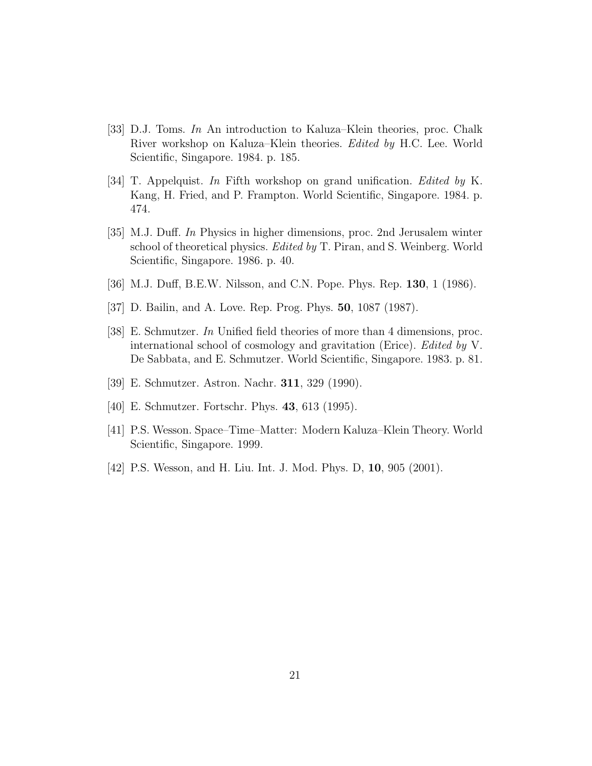[33] D.J. Toms. *In* An introduction to Kaluza–Klein theories, proc. Chalk River workshop on Kaluza–Klein theories. *Edited by* H.C. Lee. World Scientific, Singapore. 1984. p. 185.

[34] T. Appelquist. *In* Fifth workshop on grand unification. *Edited by* K. Kang, H. Fried, and P. Frampton. World Scientific, Singapore. 1984. p. 474.

[35] M.J. Duff. *In* Physics in higher dimensions, proc. 2nd Jerusalem winter school of theoretical physics. *Edited by* T. Piran, and S. Weinberg. World Scientific, Singapore. 1986. p. 40.

[36] M.J. Duff, B.E.W. Nilsson, and C.N. Pope. Phys. Rep. **130**, 1 (1986).

[37] D. Bailin, and A. Love. Rep. Prog. Phys. **50**, 1087 (1987).

[38] E. Schmutzer. *In* Unified field theories of more than 4 dimensions, proc. international school of cosmology and gravitation (Erice). *Edited by* V. De Sabbata, and E. Schmutzer. World Scientific, Singapore. 1983. p. 81.

[39] E. Schmutzer. Astron. Nachr. **311**, 329 (1990).

[40] E. Schmutzer. Fortschr. Phys. **43**, 613 (1995).

[41] P.S. Wesson. Space–Time–Matter: Modern Kaluza–Klein Theory. World Scientific, Singapore. 1999.

[42] P.S. Wesson, and H. Liu. Int. J. Mod. Phys. D, **10**, 905 (2001).